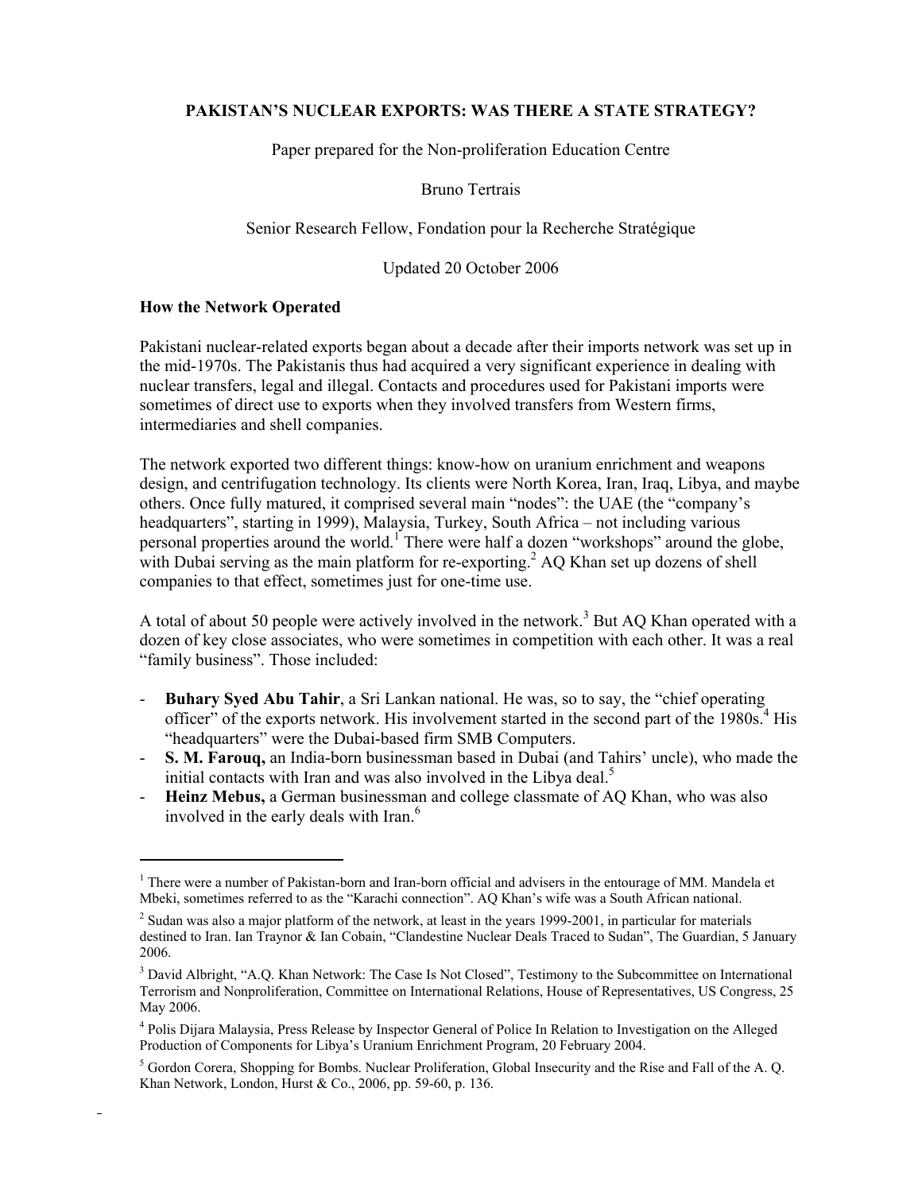**PAKISTAN'S NUCLEAR EXPORTS: WAS THERE A STATE STRATEGY?**

Paper prepared for the Non-proliferation Education Centre

Bruno Tertrais

Senior Research Fellow, Fondation pour la Recherche Stratégique

Updated 20 October 2006

## How the Network Operated

Pakistani nuclear-related exports began about a decade after their imports network was set up in the mid-1970s. The Pakistanis thus had acquired a very significant experience in dealing with nuclear transfers, legal and illegal. Contacts and procedures used for Pakistani imports were sometimes of direct use to exports when they involved transfers from Western firms, intermediaries and shell companies.

The network exported two different things: know-how on uranium enrichment and weapons design, and centrifugation technology. Its clients were North Korea, Iran, Iraq, Libya, and maybe others. Once fully matured, it comprised several main "nodes": the UAE (the "company's headquarters", starting in 1999), Malaysia, Turkey, South Africa – not including various personal properties around the world.[1] There were half a dozen "workshops" around the globe, with Dubai serving as the main platform for re-exporting.[2] AQ Khan set up dozens of shell companies to that effect, sometimes just for one-time use.

A total of about 50 people were actively involved in the network.[3] But AQ Khan operated with a dozen of key close associates, who were sometimes in competition with each other. It was a real "family business". Those included:

- **Buhary Syed Abu Tahir**, a Sri Lankan national. He was, so to say, the "chief operating officer" of the exports network. His involvement started in the second part of the 1980s.[4] His "headquarters" were the Dubai-based firm SMB Computers.
- **S. M. Farouq,** an India-born businessman based in Dubai (and Tahirs' uncle), who made the initial contacts with Iran and was also involved in the Libya deal.[5]
- **Heinz Mebus,** a German businessman and college classmate of AQ Khan, who was also involved in the early deals with Iran.[6]

---

[1] There were a number of Pakistan-born and Iran-born official and advisers in the entourage of MM. Mandela et Mbeki, sometimes referred to as the "Karachi connection". AQ Khan's wife was a South African national.

[2] Sudan was also a major platform of the network, at least in the years 1999-2001, in particular for materials destined to Iran. Ian Traynor & Ian Cobain, "Clandestine Nuclear Deals Traced to Sudan", The Guardian, 5 January 2006.

[3] David Albright, "A.Q. Khan Network: The Case Is Not Closed", Testimony to the Subcommittee on International Terrorism and Nonproliferation, Committee on International Relations, House of Representatives, US Congress, 25 May 2006.

[4] Polis Dijara Malaysia, Press Release by Inspector General of Police In Relation to Investigation on the Alleged Production of Components for Libya's Uranium Enrichment Program, 20 February 2004.

[5] Gordon Corera, Shopping for Bombs. Nuclear Proliferation, Global Insecurity and the Rise and Fall of the A. Q. Khan Network, London, Hurst & Co., 2006, pp. 59-60, p. 136.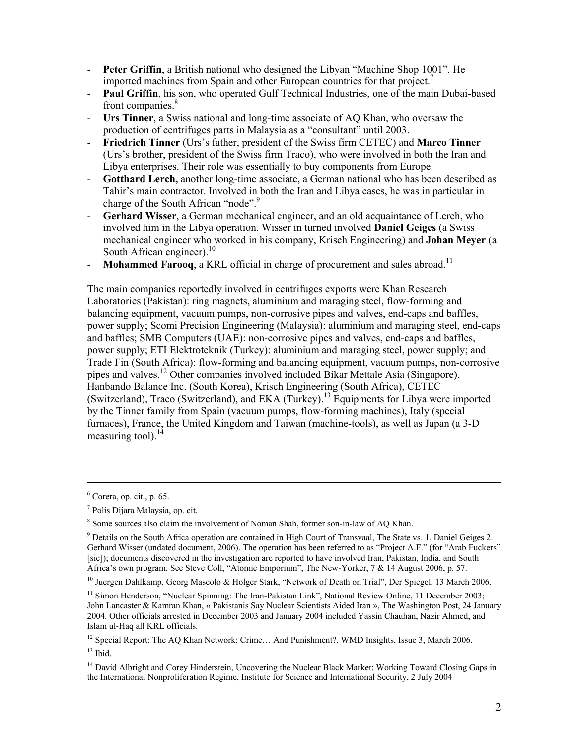- **Peter Griffin**, a British national who designed the Libyan "Machine Shop 1001". He imported machines from Spain and other European countries for that project.[7]
- **Paul Griffin**, his son, who operated Gulf Technical Industries, one of the main Dubai-based front companies.[8]
- **Urs Tinner**, a Swiss national and long-time associate of AQ Khan, who oversaw the production of centrifuges parts in Malaysia as a "consultant" until 2003.
- **Friedrich Tinner** (Urs's father, president of the Swiss firm CETEC) and **Marco Tinner** (Urs's brother, president of the Swiss firm Traco), who were involved in both the Iran and Libya enterprises. Their role was essentially to buy components from Europe.
- **Gotthard Lerch,** another long-time associate, a German national who has been described as Tahir's main contractor. Involved in both the Iran and Libya cases, he was in particular in charge of the South African "node".[9]
- **Gerhard Wisser**, a German mechanical engineer, and an old acquaintance of Lerch, who involved him in the Libya operation. Wisser in turned involved **Daniel Geiges** (a Swiss mechanical engineer who worked in his company, Krisch Engineering) and **Johan Meyer** (a South African engineer).[10]
- **Mohammed Farooq**, a KRL official in charge of procurement and sales abroad.[11]

The main companies reportedly involved in centrifuges exports were Khan Research Laboratories (Pakistan): ring magnets, aluminium and maraging steel, flow-forming and balancing equipment, vacuum pumps, non-corrosive pipes and valves, end-caps and baffles, power supply; Scomi Precision Engineering (Malaysia): aluminium and maraging steel, end-caps and baffles; SMB Computers (UAE): non-corrosive pipes and valves, end-caps and baffles, power supply; ETI Elektroteknik (Turkey): aluminium and maraging steel, power supply; and Trade Fin (South Africa): flow-forming and balancing equipment, vacuum pumps, non-corrosive pipes and valves.[12] Other companies involved included Bikar Mettale Asia (Singapore), Hanbando Balance Inc. (South Korea), Krisch Engineering (South Africa), CETEC (Switzerland), Traco (Switzerland), and EKA (Turkey).[13] Equipments for Libya were imported by the Tinner family from Spain (vacuum pumps, flow-forming machines), Italy (special furnaces), France, the United Kingdom and Taiwan (machine-tools), as well as Japan (a 3-D measuring tool).[14]

---

[6] Corera, op. cit., p. 65.

[7] Polis Dijara Malaysia, op. cit.

[8] Some sources also claim the involvement of Noman Shah, former son-in-law of AQ Khan.

[9] Details on the South Africa operation are contained in High Court of Transvaal, The State vs. 1. Daniel Geiges 2. Gerhard Wisser (undated document, 2006). The operation has been referred to as "Project A.F." (for "Arab Fuckers" [sic]); documents discovered in the investigation are reported to have involved Iran, Pakistan, India, and South Africa's own program. See Steve Coll, "Atomic Emporium", The New-Yorker, 7 & 14 August 2006, p. 57.

[10] Juergen Dahlkamp, Georg Mascolo & Holger Stark, "Network of Death on Trial", Der Spiegel, 13 March 2006.

[11] Simon Henderson, "Nuclear Spinning: The Iran-Pakistan Link", National Review Online, 11 December 2003; John Lancaster & Kamran Khan, « Pakistanis Say Nuclear Scientists Aided Iran », The Washington Post, 24 January 2004. Other officials arrested in December 2003 and January 2004 included Yassin Chauhan, Nazir Ahmed, and Islam ul-Haq all KRL officials.

[12] Special Report: The AQ Khan Network: Crime… And Punishment?, WMD Insights, Issue 3, March 2006.

[13] Ibid.

[14] David Albright and Corey Hinderstein, Uncovering the Nuclear Black Market: Working Toward Closing Gaps in the International Nonproliferation Regime, Institute for Science and International Security, 2 July 2004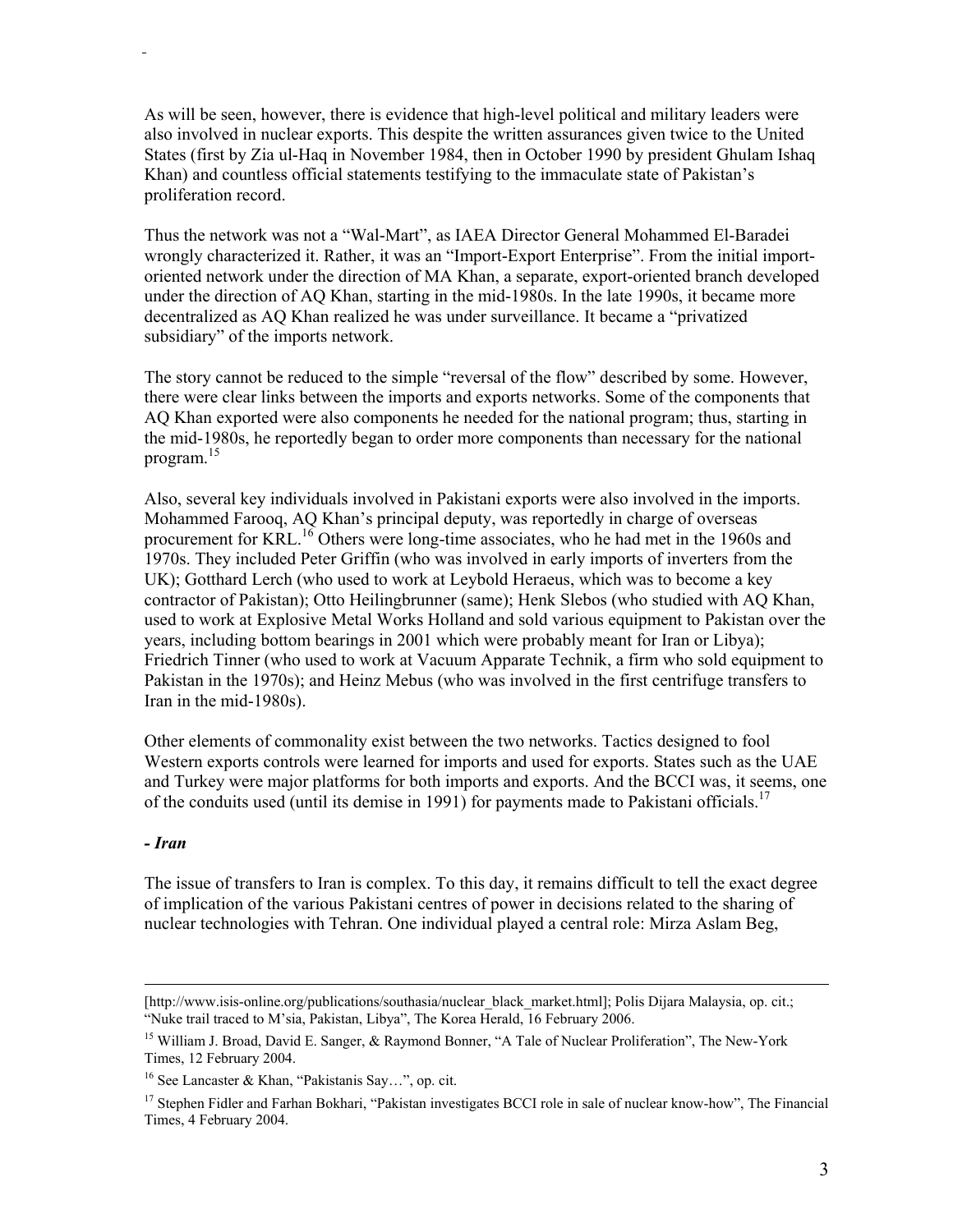As will be seen, however, there is evidence that high-level political and military leaders were also involved in nuclear exports. This despite the written assurances given twice to the United States (first by Zia ul-Haq in November 1984, then in October 1990 by president Ghulam Ishaq Khan) and countless official statements testifying to the immaculate state of Pakistan's proliferation record.

Thus the network was not a "Wal-Mart", as IAEA Director General Mohammed El-Baradei wrongly characterized it. Rather, it was an "Import-Export Enterprise". From the initial import-oriented network under the direction of MA Khan, a separate, export-oriented branch developed under the direction of AQ Khan, starting in the mid-1980s. In the late 1990s, it became more decentralized as AQ Khan realized he was under surveillance. It became a "privatized subsidiary" of the imports network.

The story cannot be reduced to the simple "reversal of the flow" described by some. However, there were clear links between the imports and exports networks. Some of the components that AQ Khan exported were also components he needed for the national program; thus, starting in the mid-1980s, he reportedly began to order more components than necessary for the national program.[15]

Also, several key individuals involved in Pakistani exports were also involved in the imports. Mohammed Farooq, AQ Khan's principal deputy, was reportedly in charge of overseas procurement for KRL.[16] Others were long-time associates, who he had met in the 1960s and 1970s. They included Peter Griffin (who was involved in early imports of inverters from the UK); Gotthard Lerch (who used to work at Leybold Heraeus, which was to become a key contractor of Pakistan); Otto Heilingbrunner (same); Henk Slebos (who studied with AQ Khan, used to work at Explosive Metal Works Holland and sold various equipment to Pakistan over the years, including bottom bearings in 2001 which were probably meant for Iran or Libya); Friedrich Tinner (who used to work at Vacuum Apparate Technik, a firm who sold equipment to Pakistan in the 1970s); and Heinz Mebus (who was involved in the first centrifuge transfers to Iran in the mid-1980s).

Other elements of commonality exist between the two networks. Tactics designed to fool Western exports controls were learned for imports and used for exports. States such as the UAE and Turkey were major platforms for both imports and exports. And the BCCI was, it seems, one of the conduits used (until its demise in 1991) for payments made to Pakistani officials.[17]

***- Iran***

The issue of transfers to Iran is complex. To this day, it remains difficult to tell the exact degree of implication of the various Pakistani centres of power in decisions related to the sharing of nuclear technologies with Tehran. One individual played a central role: Mirza Aslam Beg,

---

[http://www.isis-online.org/publications/southasia/nuclear_black_market.html]; Polis Dijara Malaysia, op. cit.; "Nuke trail traced to M'sia, Pakistan, Libya", The Korea Herald, 16 February 2006.

[15] William J. Broad, David E. Sanger, & Raymond Bonner, "A Tale of Nuclear Proliferation", The New-York Times, 12 February 2004.

[16] See Lancaster & Khan, "Pakistanis Say…", op. cit.

[17] Stephen Fidler and Farhan Bokhari, "Pakistan investigates BCCI role in sale of nuclear know-how", The Financial Times, 4 February 2004.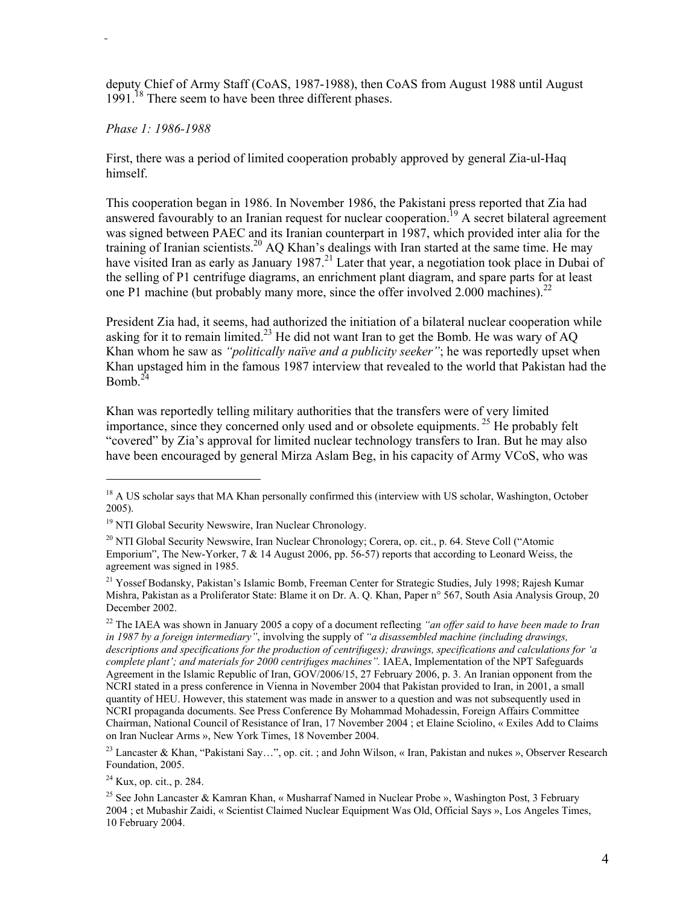deputy Chief of Army Staff (CoAS, 1987-1988), then CoAS from August 1988 until August 1991.[18] There seem to have been three different phases.

*Phase 1: 1986-1988*

First, there was a period of limited cooperation probably approved by general Zia-ul-Haq himself.

This cooperation began in 1986. In November 1986, the Pakistani press reported that Zia had answered favourably to an Iranian request for nuclear cooperation.[19] A secret bilateral agreement was signed between PAEC and its Iranian counterpart in 1987, which provided inter alia for the training of Iranian scientists.[20] AQ Khan's dealings with Iran started at the same time. He may have visited Iran as early as January 1987.[21] Later that year, a negotiation took place in Dubai of the selling of P1 centrifuge diagrams, an enrichment plant diagram, and spare parts for at least one P1 machine (but probably many more, since the offer involved 2.000 machines).[22]

President Zia had, it seems, had authorized the initiation of a bilateral nuclear cooperation while asking for it to remain limited.[23] He did not want Iran to get the Bomb. He was wary of AQ Khan whom he saw as *"politically naïve and a publicity seeker"*; he was reportedly upset when Khan upstaged him in the famous 1987 interview that revealed to the world that Pakistan had the Bomb.[24]

Khan was reportedly telling military authorities that the transfers were of very limited importance, since they concerned only used and or obsolete equipments.[25] He probably felt "covered" by Zia's approval for limited nuclear technology transfers to Iran. But he may also have been encouraged by general Mirza Aslam Beg, in his capacity of Army VCoS, who was

---

[18] A US scholar says that MA Khan personally confirmed this (interview with US scholar, Washington, October 2005).

[19] NTI Global Security Newswire, Iran Nuclear Chronology.

[20] NTI Global Security Newswire, Iran Nuclear Chronology; Corera, op. cit., p. 64. Steve Coll ("Atomic Emporium", The New-Yorker, 7 & 14 August 2006, pp. 56-57) reports that according to Leonard Weiss, the agreement was signed in 1985.

[21] Yossef Bodansky, Pakistan's Islamic Bomb, Freeman Center for Strategic Studies, July 1998; Rajesh Kumar Mishra, Pakistan as a Proliferator State: Blame it on Dr. A. Q. Khan, Paper n° 567, South Asia Analysis Group, 20 December 2002.

[22] The IAEA was shown in January 2005 a copy of a document reflecting *"an offer said to have been made to Iran in 1987 by a foreign intermediary"*, involving the supply of *"a disassembled machine (including drawings, descriptions and specifications for the production of centrifuges); drawings, specifications and calculations for 'a complete plant'; and materials for 2000 centrifuges machines".* IAEA, Implementation of the NPT Safeguards Agreement in the Islamic Republic of Iran, GOV/2006/15, 27 February 2006, p. 3. An Iranian opponent from the NCRI stated in a press conference in Vienna in November 2004 that Pakistan provided to Iran, in 2001, a small quantity of HEU. However, this statement was made in answer to a question and was not subsequently used in NCRI propaganda documents. See Press Conference By Mohammad Mohadessin, Foreign Affairs Committee Chairman, National Council of Resistance of Iran, 17 November 2004 ; et Elaine Sciolino, « Exiles Add to Claims on Iran Nuclear Arms », New York Times, 18 November 2004.

[23] Lancaster & Khan, "Pakistani Say…", op. cit. ; and John Wilson, « Iran, Pakistan and nukes », Observer Research Foundation, 2005.

[24] Kux, op. cit., p. 284.

[25] See John Lancaster & Kamran Khan, « Musharraf Named in Nuclear Probe », Washington Post, 3 February 2004 ; et Mubashir Zaidi, « Scientist Claimed Nuclear Equipment Was Old, Official Says », Los Angeles Times, 10 February 2004.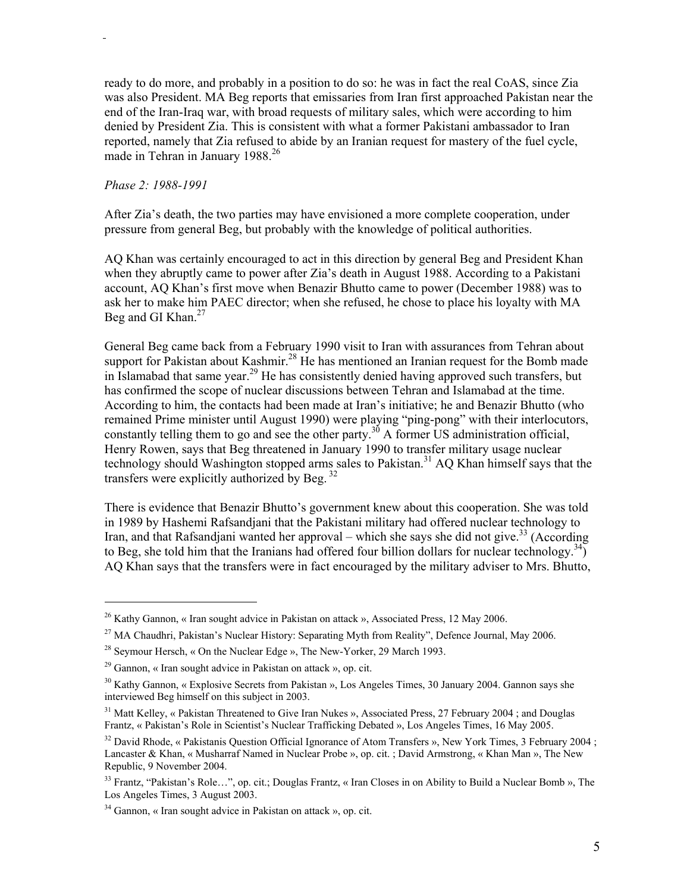ready to do more, and probably in a position to do so: he was in fact the real CoAS, since Zia was also President. MA Beg reports that emissaries from Iran first approached Pakistan near the end of the Iran-Iraq war, with broad requests of military sales, which were according to him denied by President Zia. This is consistent with what a former Pakistani ambassador to Iran reported, namely that Zia refused to abide by an Iranian request for mastery of the fuel cycle, made in Tehran in January 1988.[26]

*Phase 2: 1988-1991*

After Zia's death, the two parties may have envisioned a more complete cooperation, under pressure from general Beg, but probably with the knowledge of political authorities.

AQ Khan was certainly encouraged to act in this direction by general Beg and President Khan when they abruptly came to power after Zia's death in August 1988. According to a Pakistani account, AQ Khan's first move when Benazir Bhutto came to power (December 1988) was to ask her to make him PAEC director; when she refused, he chose to place his loyalty with MA Beg and GI Khan.[27]

General Beg came back from a February 1990 visit to Iran with assurances from Tehran about support for Pakistan about Kashmir.[28] He has mentioned an Iranian request for the Bomb made in Islamabad that same year.[29] He has consistently denied having approved such transfers, but has confirmed the scope of nuclear discussions between Tehran and Islamabad at the time. According to him, the contacts had been made at Iran's initiative; he and Benazir Bhutto (who remained Prime minister until August 1990) were playing "ping-pong" with their interlocutors, constantly telling them to go and see the other party.[30] A former US administration official, Henry Rowen, says that Beg threatened in January 1990 to transfer military usage nuclear technology should Washington stopped arms sales to Pakistan.[31] AQ Khan himself says that the transfers were explicitly authorized by Beg.[32]

There is evidence that Benazir Bhutto's government knew about this cooperation. She was told in 1989 by Hashemi Rafsandjani that the Pakistani military had offered nuclear technology to Iran, and that Rafsandjani wanted her approval – which she says she did not give.[33] (According to Beg, she told him that the Iranians had offered four billion dollars for nuclear technology.[34]) AQ Khan says that the transfers were in fact encouraged by the military adviser to Mrs. Bhutto,

---

[26] Kathy Gannon, « Iran sought advice in Pakistan on attack », Associated Press, 12 May 2006.

[27] MA Chaudhri, Pakistan's Nuclear History: Separating Myth from Reality", Defence Journal, May 2006.

[28] Seymour Hersch, « On the Nuclear Edge », The New-Yorker, 29 March 1993.

[29] Gannon, « Iran sought advice in Pakistan on attack », op. cit.

[30] Kathy Gannon, « Explosive Secrets from Pakistan », Los Angeles Times, 30 January 2004. Gannon says she interviewed Beg himself on this subject in 2003.

[31] Matt Kelley, « Pakistan Threatened to Give Iran Nukes », Associated Press, 27 February 2004 ; and Douglas Frantz, « Pakistan's Role in Scientist's Nuclear Trafficking Debated », Los Angeles Times, 16 May 2005.

[32] David Rhode, « Pakistanis Question Official Ignorance of Atom Transfers », New York Times, 3 February 2004 ; Lancaster & Khan, « Musharraf Named in Nuclear Probe », op. cit. ; David Armstrong, « Khan Man », The New Republic, 9 November 2004.

[33] Frantz, "Pakistan's Role…", op. cit.; Douglas Frantz, « Iran Closes in on Ability to Build a Nuclear Bomb », The Los Angeles Times, 3 August 2003.

[34] Gannon, « Iran sought advice in Pakistan on attack », op. cit.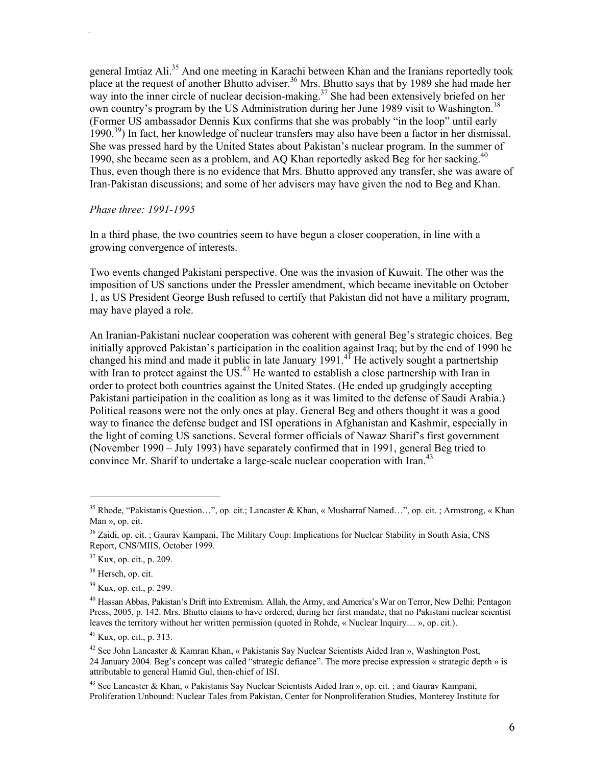general Imtiaz Ali.[35] And one meeting in Karachi between Khan and the Iranians reportedly took place at the request of another Bhutto adviser.[36] Mrs. Bhutto says that by 1989 she had made her way into the inner circle of nuclear decision-making.[37] She had been extensively briefed on her own country's program by the US Administration during her June 1989 visit to Washington.[38] (Former US ambassador Dennis Kux confirms that she was probably "in the loop" until early 1990.[39]) In fact, her knowledge of nuclear transfers may also have been a factor in her dismissal. She was pressed hard by the United States about Pakistan's nuclear program. In the summer of 1990, she became seen as a problem, and AQ Khan reportedly asked Beg for her sacking.[40] Thus, even though there is no evidence that Mrs. Bhutto approved any transfer, she was aware of Iran-Pakistan discussions; and some of her advisers may have given the nod to Beg and Khan.

*Phase three: 1991-1995*

In a third phase, the two countries seem to have begun a closer cooperation, in line with a growing convergence of interests.

Two events changed Pakistani perspective. One was the invasion of Kuwait. The other was the imposition of US sanctions under the Pressler amendment, which became inevitable on October 1, as US President George Bush refused to certify that Pakistan did not have a military program, may have played a role.

An Iranian-Pakistani nuclear cooperation was coherent with general Beg's strategic choices. Beg initially approved Pakistan's participation in the coalition against Iraq; but by the end of 1990 he changed his mind and made it public in late January 1991.[41] He actively sought a partnertship with Iran to protect against the US.[42] He wanted to establish a close partnership with Iran in order to protect both countries against the United States. (He ended up grudgingly accepting Pakistani participation in the coalition as long as it was limited to the defense of Saudi Arabia.) Political reasons were not the only ones at play. General Beg and others thought it was a good way to finance the defense budget and ISI operations in Afghanistan and Kashmir, especially in the light of coming US sanctions. Several former officials of Nawaz Sharif's first government (November 1990 – July 1993) have separately confirmed that in 1991, general Beg tried to convince Mr. Sharif to undertake a large-scale nuclear cooperation with Iran.[43]

---

[35] Rhode, "Pakistanis Question…", op. cit.; Lancaster & Khan, « Musharraf Named… », op. cit. ; Armstrong, « Khan Man », op. cit.

[36] Zaidi, op. cit. ; Gaurav Kampani, The Military Coup: Implications for Nuclear Stability in South Asia, CNS Report, CNS/MIIS, October 1999.

[37] Kux, op. cit., p. 209.

[38] Hersch, op. cit.

[39] Kux, op. cit., p. 299.

[40] Hassan Abbas, Pakistan's Drift into Extremism. Allah, the Army, and America's War on Terror, New Delhi: Pentagon Press, 2005, p. 142. Mrs. Bhutto claims to have ordered, during her first mandate, that no Pakistani nuclear scientist leaves the territory without her written permission (quoted in Rohde, « Nuclear Inquiry… », op. cit.).

[41] Kux, op. cit., p. 313.

[42] See John Lancaster & Kamran Khan, « Pakistanis Say Nuclear Scientists Aided Iran », Washington Post, 24 January 2004. Beg's concept was called "strategic defiance". The more precise expression « strategic depth » is attributable to general Hamid Gul, then-chief of ISI.

[43] See Lancaster & Khan, « Pakistanis Say Nuclear Scientists Aided Iran », op. cit. ; and Gaurav Kampani, Proliferation Unbound: Nuclear Tales from Pakistan, Center for Nonproliferation Studies, Monterey Institute for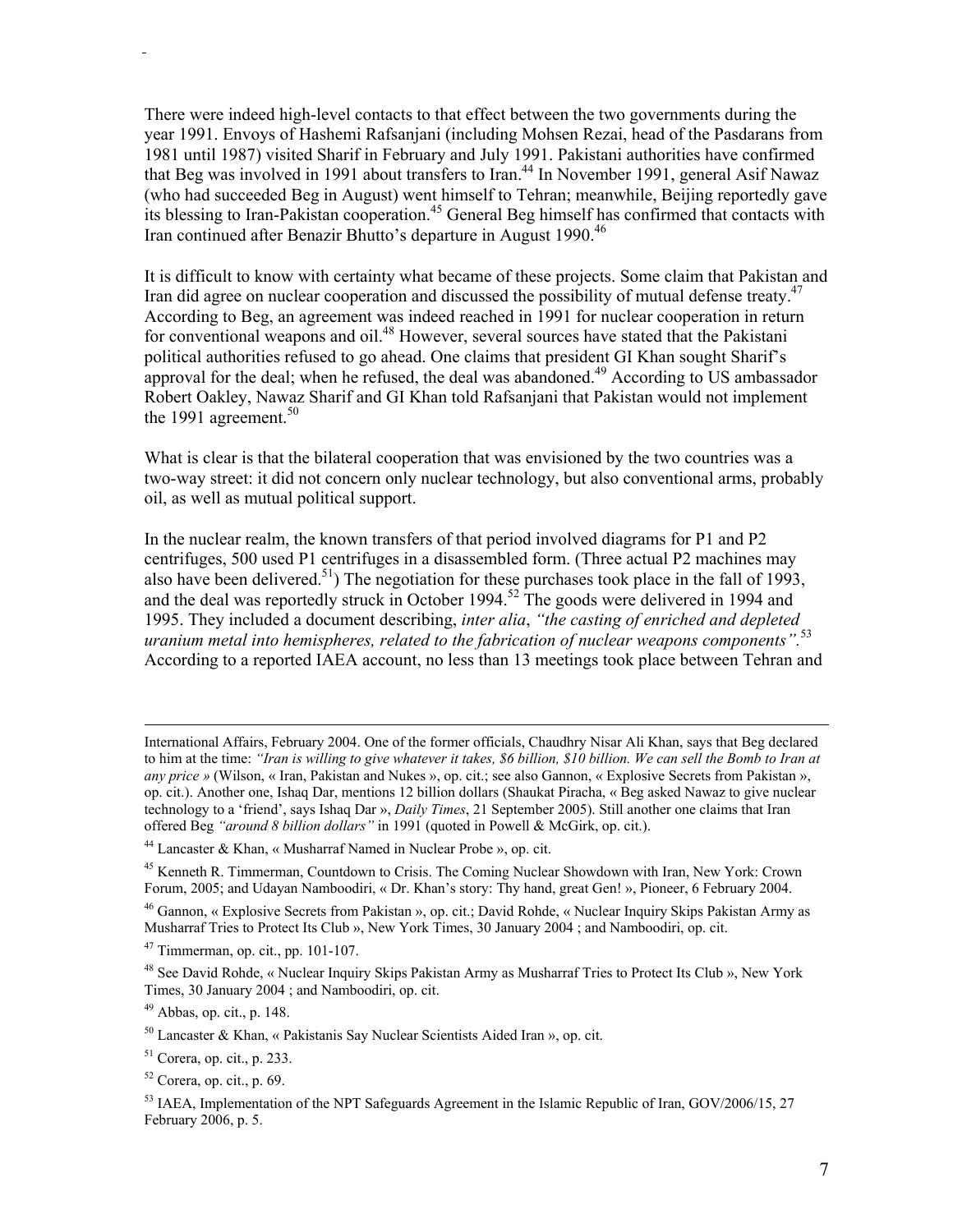There were indeed high-level contacts to that effect between the two governments during the year 1991. Envoys of Hashemi Rafsanjani (including Mohsen Rezai, head of the Pasdarans from 1981 until 1987) visited Sharif in February and July 1991. Pakistani authorities have confirmed that Beg was involved in 1991 about transfers to Iran.[44] In November 1991, general Asif Nawaz (who had succeeded Beg in August) went himself to Tehran; meanwhile, Beijing reportedly gave its blessing to Iran-Pakistan cooperation.[45] General Beg himself has confirmed that contacts with Iran continued after Benazir Bhutto's departure in August 1990.[46]

It is difficult to know with certainty what became of these projects. Some claim that Pakistan and Iran did agree on nuclear cooperation and discussed the possibility of mutual defense treaty.[47] According to Beg, an agreement was indeed reached in 1991 for nuclear cooperation in return for conventional weapons and oil.[48] However, several sources have stated that the Pakistani political authorities refused to go ahead. One claims that president GI Khan sought Sharif's approval for the deal; when he refused, the deal was abandoned.[49] According to US ambassador Robert Oakley, Nawaz Sharif and GI Khan told Rafsanjani that Pakistan would not implement the 1991 agreement.[50]

What is clear is that the bilateral cooperation that was envisioned by the two countries was a two-way street: it did not concern only nuclear technology, but also conventional arms, probably oil, as well as mutual political support.

In the nuclear realm, the known transfers of that period involved diagrams for P1 and P2 centrifuges, 500 used P1 centrifuges in a disassembled form. (Three actual P2 machines may also have been delivered.[51]) The negotiation for these purchases took place in the fall of 1993, and the deal was reportedly struck in October 1994.[52] The goods were delivered in 1994 and 1995. They included a document describing, *inter alia*, *"the casting of enriched and depleted uranium metal into hemispheres, related to the fabrication of nuclear weapons components"*.[53] According to a reported IAEA account, no less than 13 meetings took place between Tehran and

---

International Affairs, February 2004. One of the former officials, Chaudhry Nisar Ali Khan, says that Beg declared to him at the time: *"Iran is willing to give whatever it takes, $6 billion, $10 billion. We can sell the Bomb to Iran at any price »* (Wilson, « Iran, Pakistan and Nukes », op. cit.; see also Gannon, « Explosive Secrets from Pakistan », op. cit.). Another one, Ishaq Dar, mentions 12 billion dollars (Shaukat Piracha, « Beg asked Nawaz to give nuclear technology to a 'friend', says Ishaq Dar », *Daily Times*, 21 September 2005). Still another one claims that Iran offered Beg *"around 8 billion dollars"* in 1991 (quoted in Powell & McGirk, op. cit.).

[44] Lancaster & Khan, « Musharraf Named in Nuclear Probe », op. cit.

[45] Kenneth R. Timmerman, Countdown to Crisis. The Coming Nuclear Showdown with Iran, New York: Crown Forum, 2005; and Udayan Namboodiri, « Dr. Khan's story: Thy hand, great Gen! », Pioneer, 6 February 2004.

[46] Gannon, « Explosive Secrets from Pakistan », op. cit.; David Rohde, « Nuclear Inquiry Skips Pakistan Army as Musharraf Tries to Protect Its Club », New York Times, 30 January 2004 ; and Namboodiri, op. cit.

[47] Timmerman, op. cit., pp. 101-107.

[48] See David Rohde, « Nuclear Inquiry Skips Pakistan Army as Musharraf Tries to Protect Its Club », New York Times, 30 January 2004 ; and Namboodiri, op. cit.

[49] Abbas, op. cit., p. 148.

[50] Lancaster & Khan, « Pakistanis Say Nuclear Scientists Aided Iran », op. cit.

[51] Corera, op. cit., p. 233.

[52] Corera, op. cit., p. 69.

[53] IAEA, Implementation of the NPT Safeguards Agreement in the Islamic Republic of Iran, GOV/2006/15, 27 February 2006, p. 5.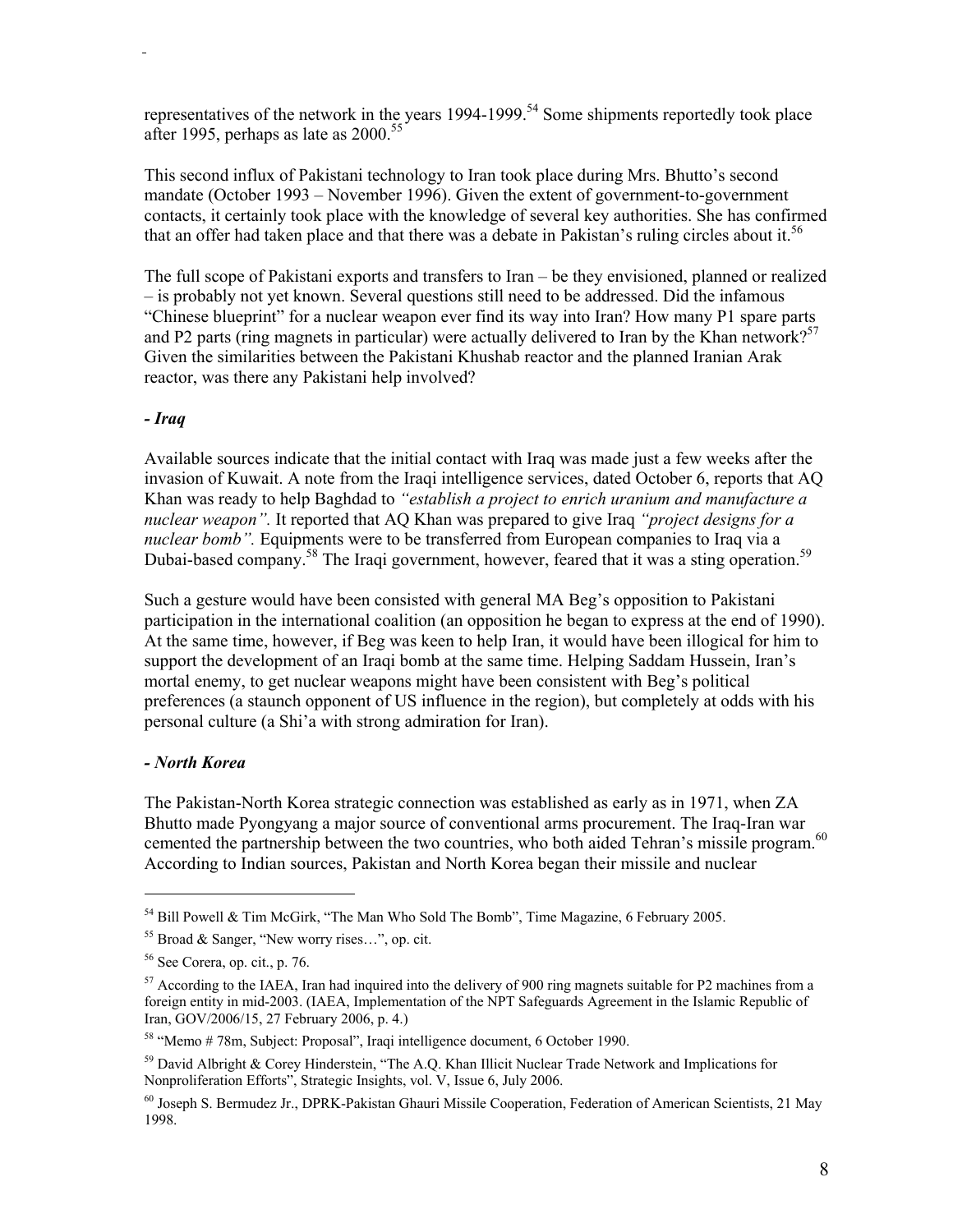representatives of the network in the years 1994-1999.[54] Some shipments reportedly took place after 1995, perhaps as late as 2000.[55]

This second influx of Pakistani technology to Iran took place during Mrs. Bhutto's second mandate (October 1993 – November 1996). Given the extent of government-to-government contacts, it certainly took place with the knowledge of several key authorities. She has confirmed that an offer had taken place and that there was a debate in Pakistan's ruling circles about it.[56]

The full scope of Pakistani exports and transfers to Iran – be they envisioned, planned or realized – is probably not yet known. Several questions still need to be addressed. Did the infamous "Chinese blueprint" for a nuclear weapon ever find its way into Iran? How many P1 spare parts and P2 parts (ring magnets in particular) were actually delivered to Iran by the Khan network?[57] Given the similarities between the Pakistani Khushab reactor and the planned Iranian Arak reactor, was there any Pakistani help involved?

***- Iraq***

Available sources indicate that the initial contact with Iraq was made just a few weeks after the invasion of Kuwait. A note from the Iraqi intelligence services, dated October 6, reports that AQ Khan was ready to help Baghdad to *"establish a project to enrich uranium and manufacture a nuclear weapon".* It reported that AQ Khan was prepared to give Iraq *"project designs for a nuclear bomb".* Equipments were to be transferred from European companies to Iraq via a Dubai-based company.[58] The Iraqi government, however, feared that it was a sting operation.[59]

Such a gesture would have been consisted with general MA Beg's opposition to Pakistani participation in the international coalition (an opposition he began to express at the end of 1990). At the same time, however, if Beg was keen to help Iran, it would have been illogical for him to support the development of an Iraqi bomb at the same time. Helping Saddam Hussein, Iran's mortal enemy, to get nuclear weapons might have been consistent with Beg's political preferences (a staunch opponent of US influence in the region), but completely at odds with his personal culture (a Shi'a with strong admiration for Iran).

***- North Korea***

The Pakistan-North Korea strategic connection was established as early as in 1971, when ZA Bhutto made Pyongyang a major source of conventional arms procurement. The Iraq-Iran war cemented the partnership between the two countries, who both aided Tehran's missile program.[60] According to Indian sources, Pakistan and North Korea began their missile and nuclear

---

[54] Bill Powell & Tim McGirk, "The Man Who Sold The Bomb", Time Magazine, 6 February 2005.

[55] Broad & Sanger, "New worry rises…", op. cit.

[56] See Corera, op. cit., p. 76.

[57] According to the IAEA, Iran had inquired into the delivery of 900 ring magnets suitable for P2 machines from a foreign entity in mid-2003. (IAEA, Implementation of the NPT Safeguards Agreement in the Islamic Republic of Iran, GOV/2006/15, 27 February 2006, p. 4.)

[58] "Memo # 78m, Subject: Proposal", Iraqi intelligence document, 6 October 1990.

[59] David Albright & Corey Hinderstein, "The A.Q. Khan Illicit Nuclear Trade Network and Implications for Nonproliferation Efforts", Strategic Insights, vol. V, Issue 6, July 2006.

[60] Joseph S. Bermudez Jr., DPRK-Pakistan Ghauri Missile Cooperation, Federation of American Scientists, 21 May 1998.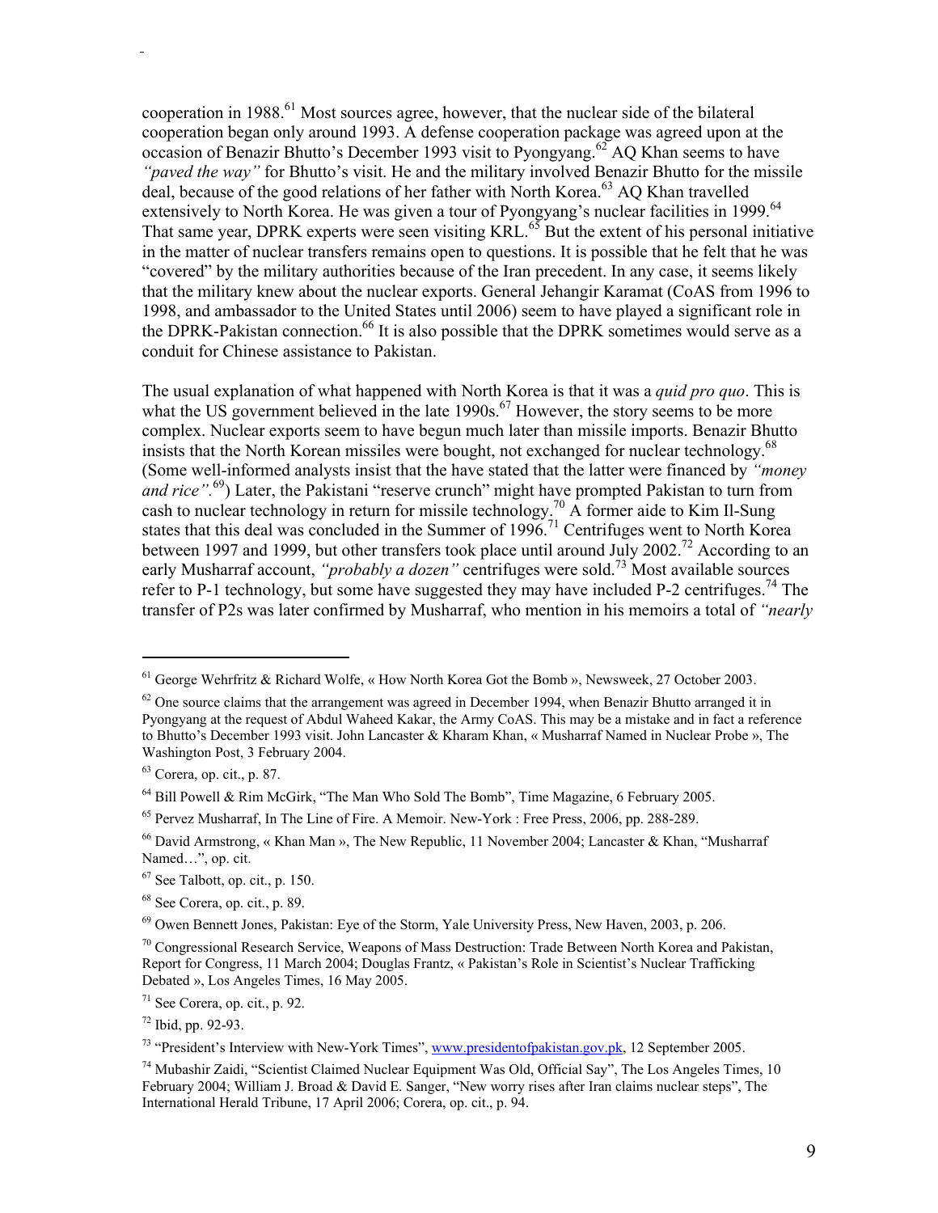cooperation in 1988.[61] Most sources agree, however, that the nuclear side of the bilateral cooperation began only around 1993. A defense cooperation package was agreed upon at the occasion of Benazir Bhutto's December 1993 visit to Pyongyang.[62] AQ Khan seems to have *"paved the way"* for Bhutto's visit. He and the military involved Benazir Bhutto for the missile deal, because of the good relations of her father with North Korea.[63] AQ Khan travelled extensively to North Korea. He was given a tour of Pyongyang's nuclear facilities in 1999.[64] That same year, DPRK experts were seen visiting KRL.[65] But the extent of his personal initiative in the matter of nuclear transfers remains open to questions. It is possible that he felt that he was "covered" by the military authorities because of the Iran precedent. In any case, it seems likely that the military knew about the nuclear exports. General Jehangir Karamat (CoAS from 1996 to 1998, and ambassador to the United States until 2006) seem to have played a significant role in the DPRK-Pakistan connection.[66] It is also possible that the DPRK sometimes would serve as a conduit for Chinese assistance to Pakistan.

The usual explanation of what happened with North Korea is that it was a *quid pro quo*. This is what the US government believed in the late 1990s.[67] However, the story seems to be more complex. Nuclear exports seem to have begun much later than missile imports. Benazir Bhutto insists that the North Korean missiles were bought, not exchanged for nuclear technology.[68] (Some well-informed analysts insist that the have stated that the latter were financed by *"money and rice"*.[69]) Later, the Pakistani "reserve crunch" might have prompted Pakistan to turn from cash to nuclear technology in return for missile technology.[70] A former aide to Kim Il-Sung states that this deal was concluded in the Summer of 1996.[71] Centrifuges went to North Korea between 1997 and 1999, but other transfers took place until around July 2002.[72] According to an early Musharraf account, *"probably a dozen"* centrifuges were sold.[73] Most available sources refer to P-1 technology, but some have suggested they may have included P-2 centrifuges.[74] The transfer of P2s was later confirmed by Musharraf, who mention in his memoirs a total of *"nearly*

---

[61] George Wehrfritz & Richard Wolfe, « How North Korea Got the Bomb », Newsweek, 27 October 2003.

[62] One source claims that the arrangement was agreed in December 1994, when Benazir Bhutto arranged it in Pyongyang at the request of Abdul Waheed Kakar, the Army CoAS. This may be a mistake and in fact a reference to Bhutto's December 1993 visit. John Lancaster & Kharam Khan, « Musharraf Named in Nuclear Probe », The Washington Post, 3 February 2004.

[63] Corera, op. cit., p. 87.

[64] Bill Powell & Rim McGirk, "The Man Who Sold The Bomb", Time Magazine, 6 February 2005.

[65] Pervez Musharraf, In The Line of Fire. A Memoir. New-York : Free Press, 2006, pp. 288-289.

[66] David Armstrong, « Khan Man », The New Republic, 11 November 2004; Lancaster & Khan, "Musharraf Named…", op. cit.

[67] See Talbott, op. cit., p. 150.

[68] See Corera, op. cit., p. 89.

[69] Owen Bennett Jones, Pakistan: Eye of the Storm, Yale University Press, New Haven, 2003, p. 206.

[70] Congressional Research Service, Weapons of Mass Destruction: Trade Between North Korea and Pakistan, Report for Congress, 11 March 2004; Douglas Frantz, « Pakistan's Role in Scientist's Nuclear Trafficking Debated », Los Angeles Times, 16 May 2005.

[71] See Corera, op. cit., p. 92.

[72] Ibid, pp. 92-93.

[73] "President's Interview with New-York Times", www.presidentofpakistan.gov.pk, 12 September 2005.

[74] Mubashir Zaidi, "Scientist Claimed Nuclear Equipment Was Old, Official Say", The Los Angeles Times, 10 February 2004; William J. Broad & David E. Sanger, "New worry rises after Iran claims nuclear steps", The International Herald Tribune, 17 April 2006; Corera, op. cit., p. 94.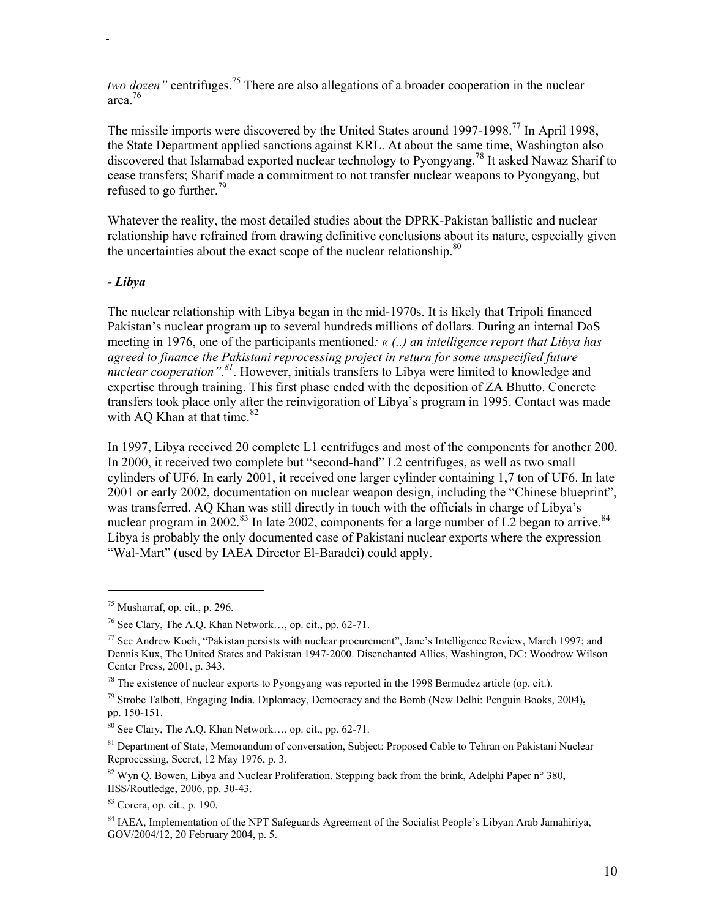*two dozen"* centrifuges.[75] There are also allegations of a broader cooperation in the nuclear area.[76]

The missile imports were discovered by the United States around 1997-1998.[77] In April 1998, the State Department applied sanctions against KRL. At about the same time, Washington also discovered that Islamabad exported nuclear technology to Pyongyang.[78] It asked Nawaz Sharif to cease transfers; Sharif made a commitment to not transfer nuclear weapons to Pyongyang, but refused to go further.[79]

Whatever the reality, the most detailed studies about the DPRK-Pakistan ballistic and nuclear relationship have refrained from drawing definitive conclusions about its nature, especially given the uncertainties about the exact scope of the nuclear relationship.[80]

***- Libya***

The nuclear relationship with Libya began in the mid-1970s. It is likely that Tripoli financed Pakistan's nuclear program up to several hundreds millions of dollars. During an internal DoS meeting in 1976, one of the participants mentioned*: « (..) an intelligence report that Libya has agreed to finance the Pakistani reprocessing project in return for some unspecified future nuclear cooperation".*[81]. However, initials transfers to Libya were limited to knowledge and expertise through training. This first phase ended with the deposition of ZA Bhutto. Concrete transfers took place only after the reinvigoration of Libya's program in 1995. Contact was made with AQ Khan at that time.[82]

In 1997, Libya received 20 complete L1 centrifuges and most of the components for another 200. In 2000, it received two complete but "second-hand" L2 centrifuges, as well as two small cylinders of UF6. In early 2001, it received one larger cylinder containing 1,7 ton of UF6. In late 2001 or early 2002, documentation on nuclear weapon design, including the "Chinese blueprint", was transferred. AQ Khan was still directly in touch with the officials in charge of Libya's nuclear program in 2002.[83] In late 2002, components for a large number of L2 began to arrive.[84] Libya is probably the only documented case of Pakistani nuclear exports where the expression "Wal-Mart" (used by IAEA Director El-Baradei) could apply.

---

[75] Musharraf, op. cit., p. 296.

[76] See Clary, The A.Q. Khan Network…, op. cit., pp. 62-71.

[77] See Andrew Koch, "Pakistan persists with nuclear procurement", Jane's Intelligence Review, March 1997; and Dennis Kux, The United States and Pakistan 1947-2000. Disenchanted Allies, Washington, DC: Woodrow Wilson Center Press, 2001, p. 343.

[78] The existence of nuclear exports to Pyongyang was reported in the 1998 Bermudez article (op. cit.).

[79] Strobe Talbott, Engaging India. Diplomacy, Democracy and the Bomb (New Delhi: Penguin Books, 2004), pp. 150-151.

[80] See Clary, The A.Q. Khan Network…, op. cit., pp. 62-71.

[81] Department of State, Memorandum of conversation, Subject: Proposed Cable to Tehran on Pakistani Nuclear Reprocessing, Secret, 12 May 1976, p. 3.

[82] Wyn Q. Bowen, Libya and Nuclear Proliferation. Stepping back from the brink, Adelphi Paper n° 380, IISS/Routledge, 2006, pp. 30-43.

[83] Corera, op. cit., p. 190.

[84] IAEA, Implementation of the NPT Safeguards Agreement of the Socialist People's Libyan Arab Jamahiriya, GOV/2004/12, 20 February 2004, p. 5.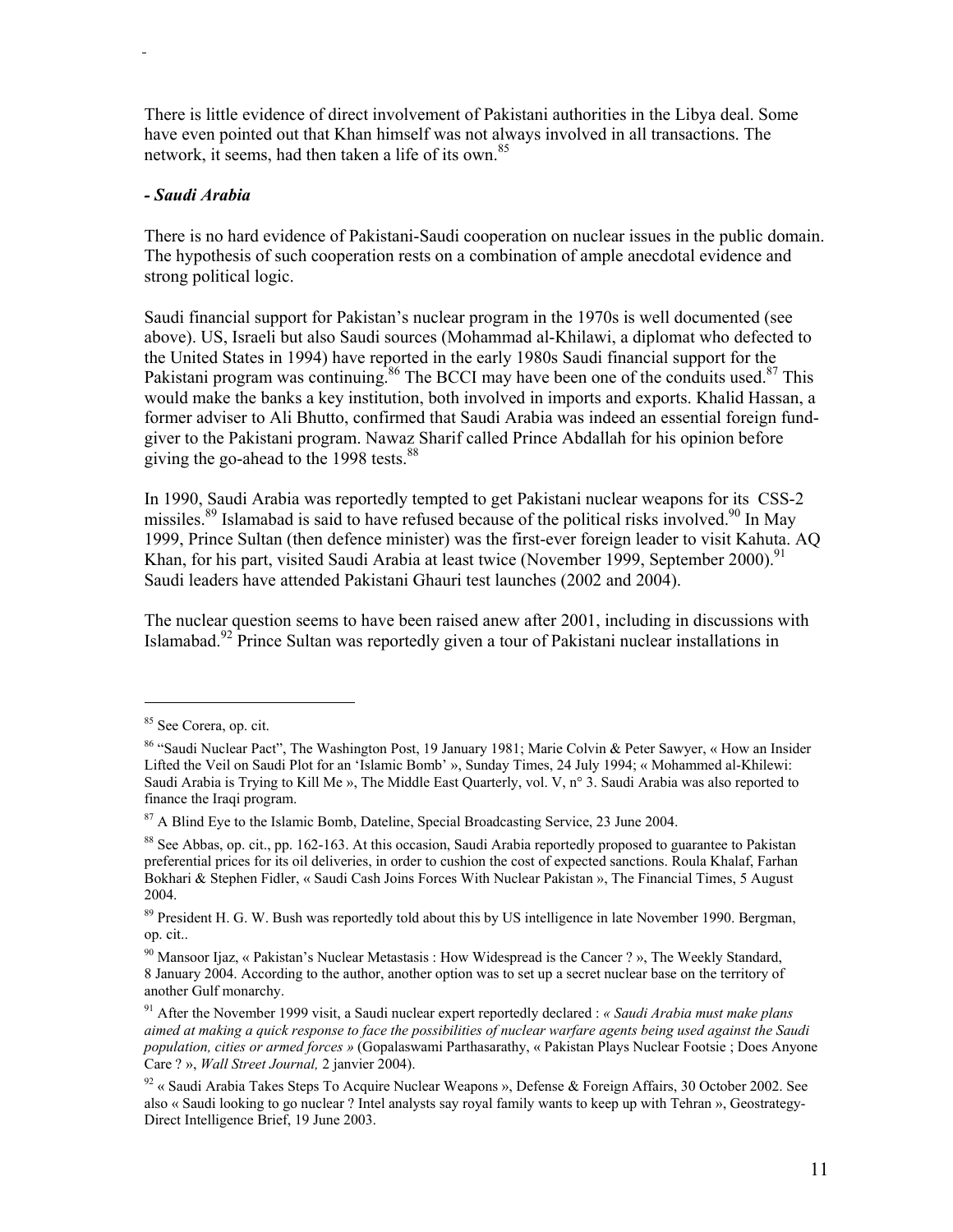There is little evidence of direct involvement of Pakistani authorities in the Libya deal. Some have even pointed out that Khan himself was not always involved in all transactions. The network, it seems, had then taken a life of its own.[85]

***- Saudi Arabia***

There is no hard evidence of Pakistani-Saudi cooperation on nuclear issues in the public domain. The hypothesis of such cooperation rests on a combination of ample anecdotal evidence and strong political logic.

Saudi financial support for Pakistan's nuclear program in the 1970s is well documented (see above). US, Israeli but also Saudi sources (Mohammad al-Khilawi, a diplomat who defected to the United States in 1994) have reported in the early 1980s Saudi financial support for the Pakistani program was continuing.[86] The BCCI may have been one of the conduits used.[87] This would make the banks a key institution, both involved in imports and exports. Khalid Hassan, a former adviser to Ali Bhutto, confirmed that Saudi Arabia was indeed an essential foreign fund-giver to the Pakistani program. Nawaz Sharif called Prince Abdallah for his opinion before giving the go-ahead to the 1998 tests.[88]

In 1990, Saudi Arabia was reportedly tempted to get Pakistani nuclear weapons for its CSS-2 missiles.[89] Islamabad is said to have refused because of the political risks involved.[90] In May 1999, Prince Sultan (then defence minister) was the first-ever foreign leader to visit Kahuta. AQ Khan, for his part, visited Saudi Arabia at least twice (November 1999, September 2000).[91] Saudi leaders have attended Pakistani Ghauri test launches (2002 and 2004).

The nuclear question seems to have been raised anew after 2001, including in discussions with Islamabad.[92] Prince Sultan was reportedly given a tour of Pakistani nuclear installations in

---

[85] See Corera, op. cit.

[86] "Saudi Nuclear Pact", The Washington Post, 19 January 1981; Marie Colvin & Peter Sawyer, « How an Insider Lifted the Veil on Saudi Plot for an 'Islamic Bomb' », Sunday Times, 24 July 1994; « Mohammed al-Khilewi: Saudi Arabia is Trying to Kill Me », The Middle East Quarterly, vol. V, n° 3. Saudi Arabia was also reported to finance the Iraqi program.

[87] A Blind Eye to the Islamic Bomb, Dateline, Special Broadcasting Service, 23 June 2004.

[88] See Abbas, op. cit., pp. 162-163. At this occasion, Saudi Arabia reportedly proposed to guarantee to Pakistan preferential prices for its oil deliveries, in order to cushion the cost of expected sanctions. Roula Khalaf, Farhan Bokhari & Stephen Fidler, « Saudi Cash Joins Forces With Nuclear Pakistan », The Financial Times, 5 August 2004.

[89] President H. G. W. Bush was reportedly told about this by US intelligence in late November 1990. Bergman, op. cit..

[90] Mansoor Ijaz, « Pakistan's Nuclear Metastasis : How Widespread is the Cancer ? », The Weekly Standard, 8 January 2004. According to the author, another option was to set up a secret nuclear base on the territory of another Gulf monarchy.

[91] After the November 1999 visit, a Saudi nuclear expert reportedly declared : *« Saudi Arabia must make plans aimed at making a quick response to face the possibilities of nuclear warfare agents being used against the Saudi population, cities or armed forces »* (Gopalaswami Parthasarathy, « Pakistan Plays Nuclear Footsie ; Does Anyone Care ? », *Wall Street Journal,* 2 janvier 2004).

[92] « Saudi Arabia Takes Steps To Acquire Nuclear Weapons », Defense & Foreign Affairs, 30 October 2002. See also « Saudi looking to go nuclear ? Intel analysts say royal family wants to keep up with Tehran », Geostrategy-Direct Intelligence Brief, 19 June 2003.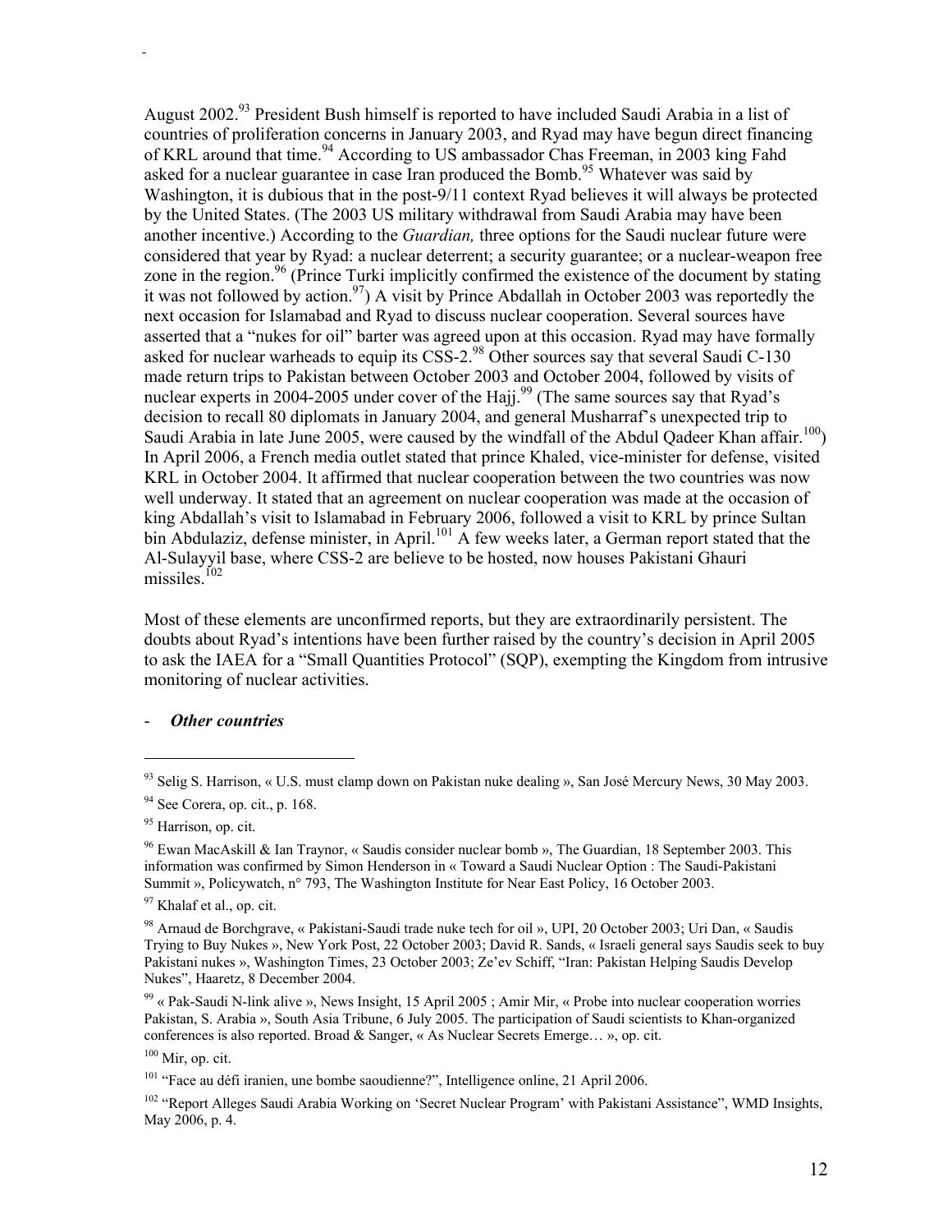August 2002.[93] President Bush himself is reported to have included Saudi Arabia in a list of countries of proliferation concerns in January 2003, and Ryad may have begun direct financing of KRL around that time.[94] According to US ambassador Chas Freeman, in 2003 king Fahd asked for a nuclear guarantee in case Iran produced the Bomb.[95] Whatever was said by Washington, it is dubious that in the post-9/11 context Ryad believes it will always be protected by the United States. (The 2003 US military withdrawal from Saudi Arabia may have been another incentive.) According to the *Guardian,* three options for the Saudi nuclear future were considered that year by Ryad: a nuclear deterrent; a security guarantee; or a nuclear-weapon free zone in the region.[96] (Prince Turki implicitly confirmed the existence of the document by stating it was not followed by action.[97]) A visit by Prince Abdallah in October 2003 was reportedly the next occasion for Islamabad and Ryad to discuss nuclear cooperation. Several sources have asserted that a "nukes for oil" barter was agreed upon at this occasion. Ryad may have formally asked for nuclear warheads to equip its CSS-2.[98] Other sources say that several Saudi C-130 made return trips to Pakistan between October 2003 and October 2004, followed by visits of nuclear experts in 2004-2005 under cover of the Hajj.[99] (The same sources say that Ryad's decision to recall 80 diplomats in January 2004, and general Musharraf's unexpected trip to Saudi Arabia in late June 2005, were caused by the windfall of the Abdul Qadeer Khan affair.[100]) In April 2006, a French media outlet stated that prince Khaled, vice-minister for defense, visited KRL in October 2004. It affirmed that nuclear cooperation between the two countries was now well underway. It stated that an agreement on nuclear cooperation was made at the occasion of king Abdallah's visit to Islamabad in February 2006, followed a visit to KRL by prince Sultan bin Abdulaziz, defense minister, in April.[101] A few weeks later, a German report stated that the Al-Sulayyil base, where CSS-2 are believe to be hosted, now houses Pakistani Ghauri missiles.[102]

Most of these elements are unconfirmed reports, but they are extraordinarily persistent. The doubts about Ryad's intentions have been further raised by the country's decision in April 2005 to ask the IAEA for a "Small Quantities Protocol" (SQP), exempting the Kingdom from intrusive monitoring of nuclear activities.

- ***Other countries***

---

[93] Selig S. Harrison, « U.S. must clamp down on Pakistan nuke dealing », San José Mercury News, 30 May 2003.

[94] See Corera, op. cit., p. 168.

[95] Harrison, op. cit.

[96] Ewan MacAskill & Ian Traynor, « Saudis consider nuclear bomb », The Guardian, 18 September 2003. This information was confirmed by Simon Henderson in « Toward a Saudi Nuclear Option : The Saudi-Pakistani Summit », Policywatch, n° 793, The Washington Institute for Near East Policy, 16 October 2003.

[97] Khalaf et al., op. cit.

[98] Arnaud de Borchgrave, « Pakistani-Saudi trade nuke tech for oil », UPI, 20 October 2003; Uri Dan, « Saudis Trying to Buy Nukes », New York Post, 22 October 2003; David R. Sands, « Israeli general says Saudis seek to buy Pakistani nukes », Washington Times, 23 October 2003; Ze'ev Schiff, "Iran: Pakistan Helping Saudis Develop Nukes", Haaretz, 8 December 2004.

[99] « Pak-Saudi N-link alive », News Insight, 15 April 2005 ; Amir Mir, « Probe into nuclear cooperation worries Pakistan, S. Arabia », South Asia Tribune, 6 July 2005. The participation of Saudi scientists to Khan-organized conferences is also reported. Broad & Sanger, « As Nuclear Secrets Emerge… », op. cit.

[100] Mir, op. cit.

[101] "Face au défi iranien, une bombe saoudienne?", Intelligence online, 21 April 2006.

[102] "Report Alleges Saudi Arabia Working on 'Secret Nuclear Program' with Pakistani Assistance", WMD Insights, May 2006, p. 4.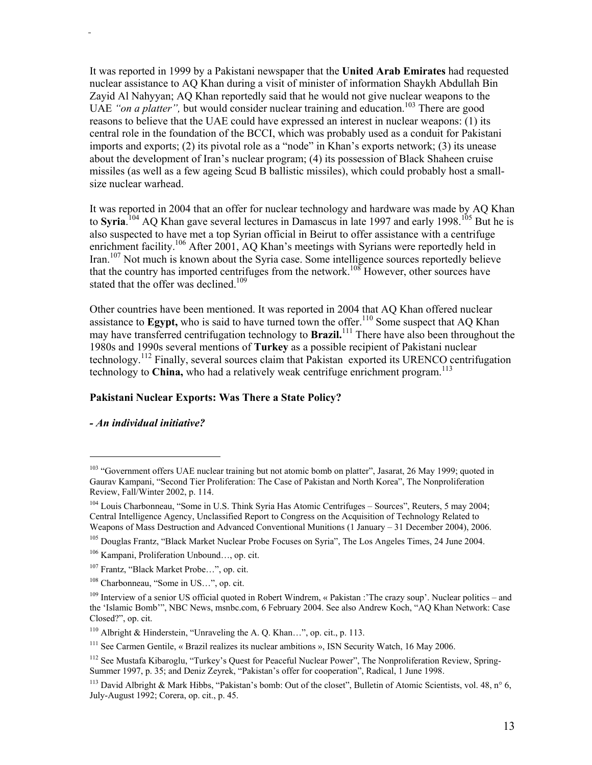It was reported in 1999 by a Pakistani newspaper that the **United Arab Emirates** had requested nuclear assistance to AQ Khan during a visit of minister of information Shaykh Abdullah Bin Zayid Al Nahyyan; AQ Khan reportedly said that he would not give nuclear weapons to the UAE *"on a platter"*, but would consider nuclear training and education.[103] There are good reasons to believe that the UAE could have expressed an interest in nuclear weapons: (1) its central role in the foundation of the BCCI, which was probably used as a conduit for Pakistani imports and exports; (2) its pivotal role as a "node" in Khan's exports network; (3) its unease about the development of Iran's nuclear program; (4) its possession of Black Shaheen cruise missiles (as well as a few ageing Scud B ballistic missiles), which could probably host a small-size nuclear warhead.

It was reported in 2004 that an offer for nuclear technology and hardware was made by AQ Khan to **Syria**.[104] AQ Khan gave several lectures in Damascus in late 1997 and early 1998.[105] But he is also suspected to have met a top Syrian official in Beirut to offer assistance with a centrifuge enrichment facility.[106] After 2001, AQ Khan's meetings with Syrians were reportedly held in Iran.[107] Not much is known about the Syria case. Some intelligence sources reportedly believe that the country has imported centrifuges from the network.[108] However, other sources have stated that the offer was declined.[109]

Other countries have been mentioned. It was reported in 2004 that AQ Khan offered nuclear assistance to **Egypt,** who is said to have turned town the offer.[110] Some suspect that AQ Khan may have transferred centrifugation technology to **Brazil.**[111] There have also been throughout the 1980s and 1990s several mentions of **Turkey** as a possible recipient of Pakistani nuclear technology.[112] Finally, several sources claim that Pakistan exported its URENCO centrifugation technology to **China,** who had a relatively weak centrifuge enrichment program.[113]

### Pakistani Nuclear Exports: Was There a State Policy?

***- An individual initiative?***

---

[103] "Government offers UAE nuclear training but not atomic bomb on platter", Jasarat, 26 May 1999; quoted in Gaurav Kampani, "Second Tier Proliferation: The Case of Pakistan and North Korea", The Nonproliferation Review, Fall/Winter 2002, p. 114.

[104] Louis Charbonneau, "Some in U.S. Think Syria Has Atomic Centrifuges – Sources", Reuters, 5 may 2004; Central Intelligence Agency, Unclassified Report to Congress on the Acquisition of Technology Related to Weapons of Mass Destruction and Advanced Conventional Munitions (1 January – 31 December 2004), 2006.

[105] Douglas Frantz, "Black Market Nuclear Probe Focuses on Syria", The Los Angeles Times, 24 June 2004.

[106] Kampani, Proliferation Unbound…, op. cit.

[107] Frantz, "Black Market Probe…", op. cit.

[108] Charbonneau, "Some in US…", op. cit.

[109] Interview of a senior US official quoted in Robert Windrem, « Pakistan :'The crazy soup'. Nuclear politics – and the 'Islamic Bomb'", NBC News, msnbc.com, 6 February 2004. See also Andrew Koch, "AQ Khan Network: Case Closed?", op. cit.

[110] Albright & Hinderstein, "Unraveling the A. Q. Khan…", op. cit., p. 113.

[111] See Carmen Gentile, « Brazil realizes its nuclear ambitions », ISN Security Watch, 16 May 2006.

[112] See Mustafa Kibaroglu, "Turkey's Quest for Peaceful Nuclear Power", The Nonproliferation Review, Spring-Summer 1997, p. 35; and Deniz Zeyrek, "Pakistan's offer for cooperation", Radical, 1 June 1998.

[113] David Albright & Mark Hibbs, "Pakistan's bomb: Out of the closet", Bulletin of Atomic Scientists, vol. 48, n° 6, July-August 1992; Corera, op. cit., p. 45.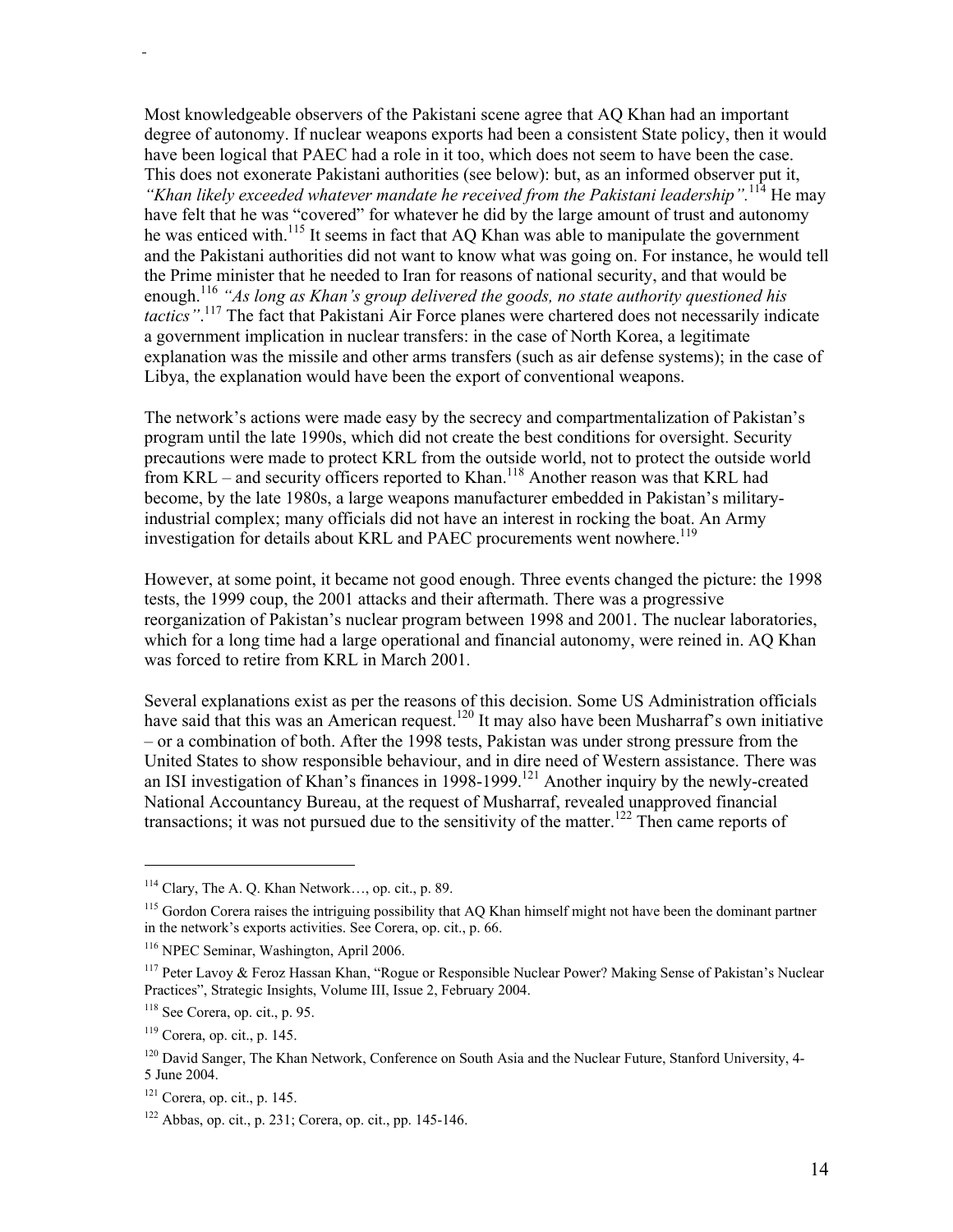Most knowledgeable observers of the Pakistani scene agree that AQ Khan had an important degree of autonomy. If nuclear weapons exports had been a consistent State policy, then it would have been logical that PAEC had a role in it too, which does not seem to have been the case. This does not exonerate Pakistani authorities (see below): but, as an informed observer put it, *"Khan likely exceeded whatever mandate he received from the Pakistani leadership"*.[114] He may have felt that he was "covered" for whatever he did by the large amount of trust and autonomy he was enticed with.[115] It seems in fact that AQ Khan was able to manipulate the government and the Pakistani authorities did not want to know what was going on. For instance, he would tell the Prime minister that he needed to Iran for reasons of national security, and that would be enough.[116] *"As long as Khan's group delivered the goods, no state authority questioned his tactics"*.[117] The fact that Pakistani Air Force planes were chartered does not necessarily indicate a government implication in nuclear transfers: in the case of North Korea, a legitimate explanation was the missile and other arms transfers (such as air defense systems); in the case of Libya, the explanation would have been the export of conventional weapons.

The network's actions were made easy by the secrecy and compartmentalization of Pakistan's program until the late 1990s, which did not create the best conditions for oversight. Security precautions were made to protect KRL from the outside world, not to protect the outside world from KRL – and security officers reported to Khan.[118] Another reason was that KRL had become, by the late 1980s, a large weapons manufacturer embedded in Pakistan's military-industrial complex; many officials did not have an interest in rocking the boat. An Army investigation for details about KRL and PAEC procurements went nowhere.[119]

However, at some point, it became not good enough. Three events changed the picture: the 1998 tests, the 1999 coup, the 2001 attacks and their aftermath. There was a progressive reorganization of Pakistan's nuclear program between 1998 and 2001. The nuclear laboratories, which for a long time had a large operational and financial autonomy, were reined in. AQ Khan was forced to retire from KRL in March 2001.

Several explanations exist as per the reasons of this decision. Some US Administration officials have said that this was an American request.[120] It may also have been Musharraf's own initiative – or a combination of both. After the 1998 tests, Pakistan was under strong pressure from the United States to show responsible behaviour, and in dire need of Western assistance. There was an ISI investigation of Khan's finances in 1998-1999.[121] Another inquiry by the newly-created National Accountancy Bureau, at the request of Musharraf, revealed unapproved financial transactions; it was not pursued due to the sensitivity of the matter.[122] Then came reports of

---

[114] Clary, The A. Q. Khan Network…, op. cit., p. 89.

[115] Gordon Corera raises the intriguing possibility that AQ Khan himself might not have been the dominant partner in the network's exports activities. See Corera, op. cit., p. 66.

[116] NPEC Seminar, Washington, April 2006.

[117] Peter Lavoy & Feroz Hassan Khan, "Rogue or Responsible Nuclear Power? Making Sense of Pakistan's Nuclear Practices", Strategic Insights, Volume III, Issue 2, February 2004.

[118] See Corera, op. cit., p. 95.

[119] Corera, op. cit., p. 145.

[120] David Sanger, The Khan Network, Conference on South Asia and the Nuclear Future, Stanford University, 4-5 June 2004.

[121] Corera, op. cit., p. 145.

[122] Abbas, op. cit., p. 231; Corera, op. cit., pp. 145-146.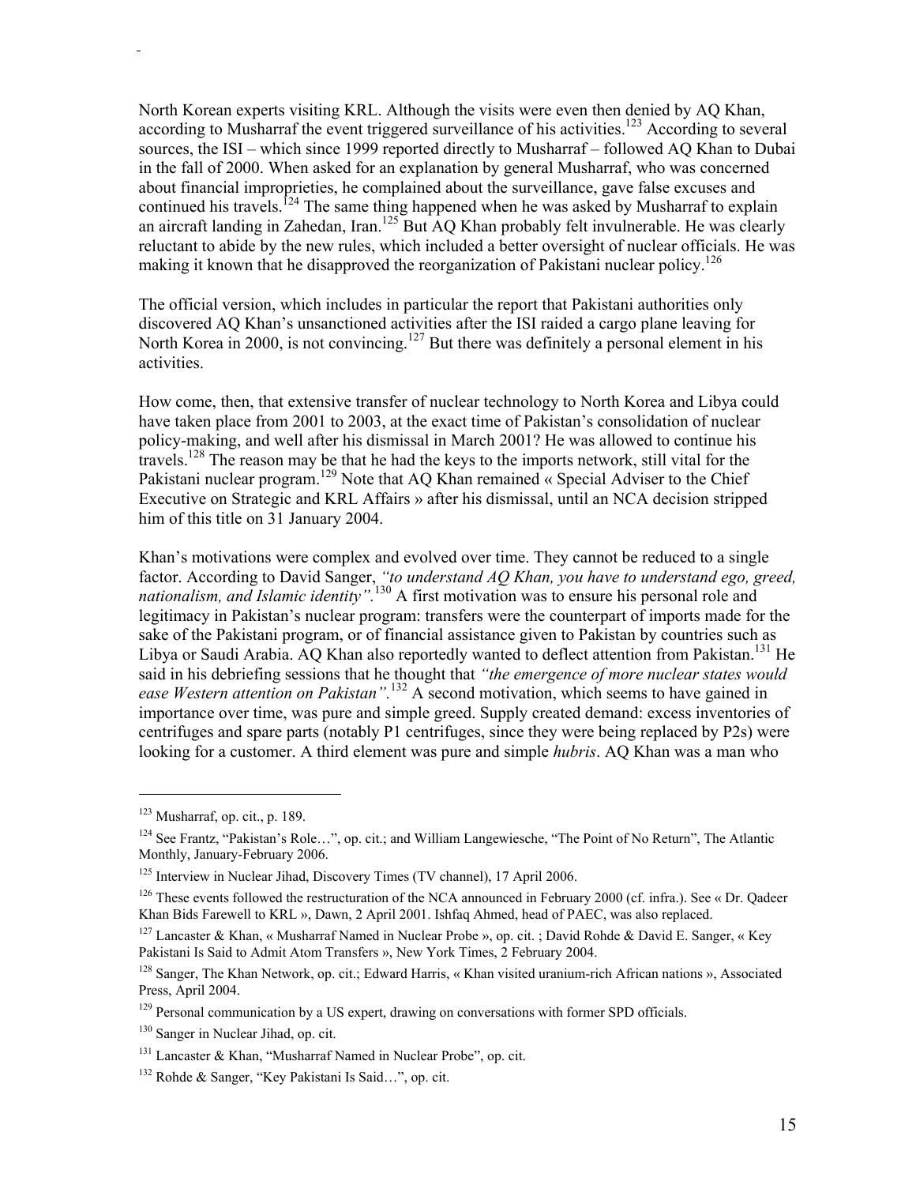North Korean experts visiting KRL. Although the visits were even then denied by AQ Khan, according to Musharraf the event triggered surveillance of his activities.[123] According to several sources, the ISI – which since 1999 reported directly to Musharraf – followed AQ Khan to Dubai in the fall of 2000. When asked for an explanation by general Musharraf, who was concerned about financial improprieties, he complained about the surveillance, gave false excuses and continued his travels.[124] The same thing happened when he was asked by Musharraf to explain an aircraft landing in Zahedan, Iran.[125] But AQ Khan probably felt invulnerable. He was clearly reluctant to abide by the new rules, which included a better oversight of nuclear officials. He was making it known that he disapproved the reorganization of Pakistani nuclear policy.[126]

The official version, which includes in particular the report that Pakistani authorities only discovered AQ Khan's unsanctioned activities after the ISI raided a cargo plane leaving for North Korea in 2000, is not convincing.[127] But there was definitely a personal element in his activities.

How come, then, that extensive transfer of nuclear technology to North Korea and Libya could have taken place from 2001 to 2003, at the exact time of Pakistan's consolidation of nuclear policy-making, and well after his dismissal in March 2001? He was allowed to continue his travels.[128] The reason may be that he had the keys to the imports network, still vital for the Pakistani nuclear program.[129] Note that AQ Khan remained « Special Adviser to the Chief Executive on Strategic and KRL Affairs » after his dismissal, until an NCA decision stripped him of this title on 31 January 2004.

Khan's motivations were complex and evolved over time. They cannot be reduced to a single factor. According to David Sanger, *"to understand AQ Khan, you have to understand ego, greed, nationalism, and Islamic identity"*.[130] A first motivation was to ensure his personal role and legitimacy in Pakistan's nuclear program: transfers were the counterpart of imports made for the sake of the Pakistani program, or of financial assistance given to Pakistan by countries such as Libya or Saudi Arabia. AQ Khan also reportedly wanted to deflect attention from Pakistan.[131] He said in his debriefing sessions that he thought that *"the emergence of more nuclear states would ease Western attention on Pakistan"*.[132] A second motivation, which seems to have gained in importance over time, was pure and simple greed. Supply created demand: excess inventories of centrifuges and spare parts (notably P1 centrifuges, since they were being replaced by P2s) were looking for a customer. A third element was pure and simple *hubris*. AQ Khan was a man who

---

[123] Musharraf, op. cit., p. 189.

[124] See Frantz, "Pakistan's Role…", op. cit.; and William Langewiesche, "The Point of No Return", The Atlantic Monthly, January-February 2006.

[125] Interview in Nuclear Jihad, Discovery Times (TV channel), 17 April 2006.

[126] These events followed the restructuration of the NCA announced in February 2000 (cf. infra.). See « Dr. Qadeer Khan Bids Farewell to KRL », Dawn, 2 April 2001. Ishfaq Ahmed, head of PAEC, was also replaced.

[127] Lancaster & Khan, « Musharraf Named in Nuclear Probe », op. cit. ; David Rohde & David E. Sanger, « Key Pakistani Is Said to Admit Atom Transfers », New York Times, 2 February 2004.

[128] Sanger, The Khan Network, op. cit.; Edward Harris, « Khan visited uranium-rich African nations », Associated Press, April 2004.

[129] Personal communication by a US expert, drawing on conversations with former SPD officials.

[130] Sanger in Nuclear Jihad, op. cit.

[131] Lancaster & Khan, "Musharraf Named in Nuclear Probe", op. cit.

[132] Rohde & Sanger, "Key Pakistani Is Said…", op. cit.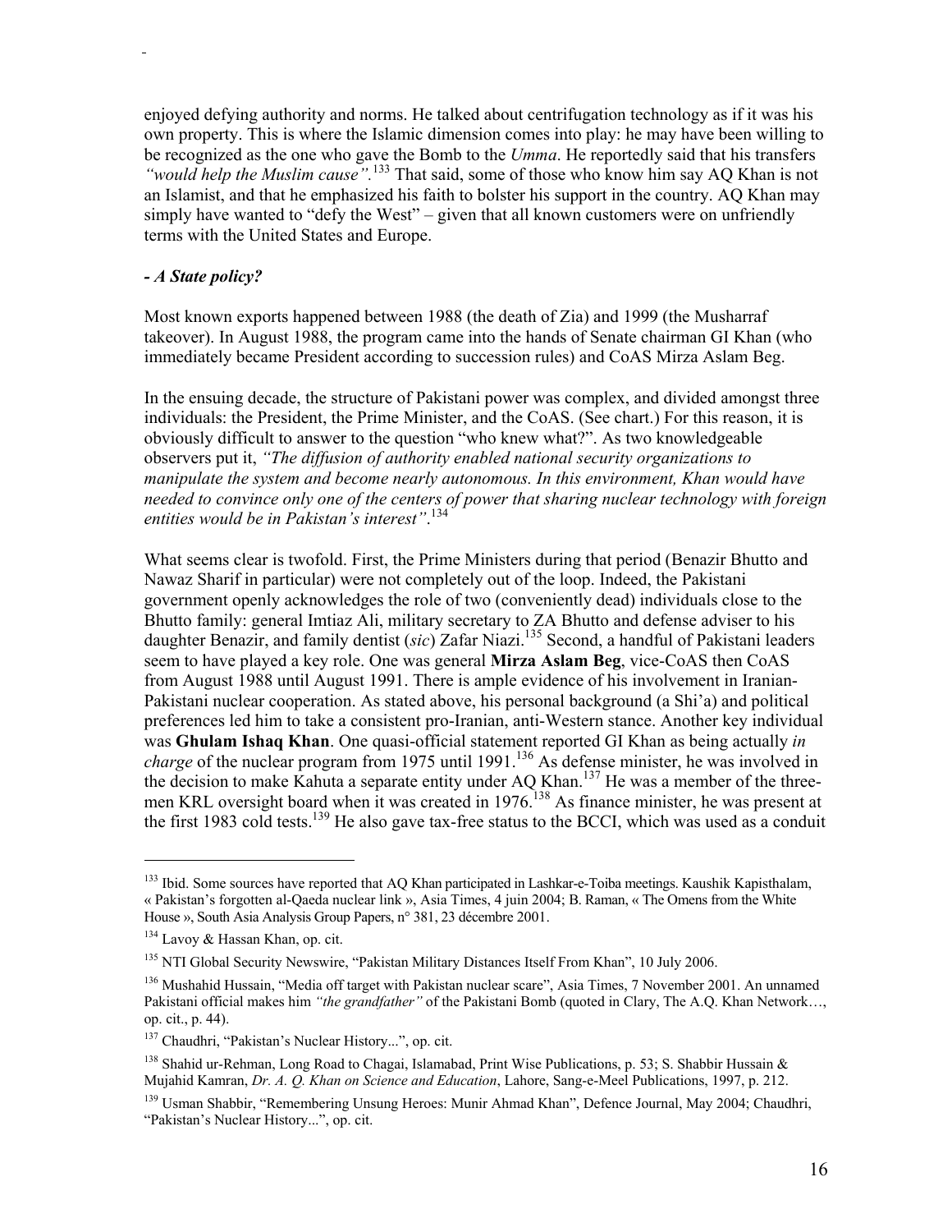enjoyed defying authority and norms. He talked about centrifugation technology as if it was his own property. This is where the Islamic dimension comes into play: he may have been willing to be recognized as the one who gave the Bomb to the *Umma*. He reportedly said that his transfers *"would help the Muslim cause"*.[133] That said, some of those who know him say AQ Khan is not an Islamist, and that he emphasized his faith to bolster his support in the country. AQ Khan may simply have wanted to "defy the West" – given that all known customers were on unfriendly terms with the United States and Europe.

***- A State policy?***

Most known exports happened between 1988 (the death of Zia) and 1999 (the Musharraf takeover). In August 1988, the program came into the hands of Senate chairman GI Khan (who immediately became President according to succession rules) and CoAS Mirza Aslam Beg.

In the ensuing decade, the structure of Pakistani power was complex, and divided amongst three individuals: the President, the Prime Minister, and the CoAS. (See chart.) For this reason, it is obviously difficult to answer to the question "who knew what?". As two knowledgeable observers put it, *"The diffusion of authority enabled national security organizations to manipulate the system and become nearly autonomous. In this environment, Khan would have needed to convince only one of the centers of power that sharing nuclear technology with foreign entities would be in Pakistan's interest"*.[134]

What seems clear is twofold. First, the Prime Ministers during that period (Benazir Bhutto and Nawaz Sharif in particular) were not completely out of the loop. Indeed, the Pakistani government openly acknowledges the role of two (conveniently dead) individuals close to the Bhutto family: general Imtiaz Ali, military secretary to ZA Bhutto and defense adviser to his daughter Benazir, and family dentist (*sic*) Zafar Niazi.[135] Second, a handful of Pakistani leaders seem to have played a key role. One was general **Mirza Aslam Beg**, vice-CoAS then CoAS from August 1988 until August 1991. There is ample evidence of his involvement in Iranian-Pakistani nuclear cooperation. As stated above, his personal background (a Shi'a) and political preferences led him to take a consistent pro-Iranian, anti-Western stance. Another key individual was **Ghulam Ishaq Khan**. One quasi-official statement reported GI Khan as being actually *in charge* of the nuclear program from 1975 until 1991.[136] As defense minister, he was involved in the decision to make Kahuta a separate entity under AQ Khan.[137] He was a member of the three-men KRL oversight board when it was created in 1976.[138] As finance minister, he was present at the first 1983 cold tests.[139] He also gave tax-free status to the BCCI, which was used as a conduit

---

[133] Ibid. Some sources have reported that AQ Khan participated in Lashkar-e-Toiba meetings. Kaushik Kapisthalam, « Pakistan's forgotten al-Qaeda nuclear link », Asia Times, 4 juin 2004; B. Raman, « The Omens from the White House », South Asia Analysis Group Papers, n° 381, 23 décembre 2001.

[134] Lavoy & Hassan Khan, op. cit.

[135] NTI Global Security Newswire, "Pakistan Military Distances Itself From Khan", 10 July 2006.

[136] Mushahid Hussain, "Media off target with Pakistan nuclear scare", Asia Times, 7 November 2001. An unnamed Pakistani official makes him *"the grandfather"* of the Pakistani Bomb (quoted in Clary, The A.Q. Khan Network…, op. cit., p. 44).

[137] Chaudhri, "Pakistan's Nuclear History...", op. cit.

[138] Shahid ur-Rehman, Long Road to Chagai, Islamabad, Print Wise Publications, p. 53; S. Shabbir Hussain & Mujahid Kamran, *Dr. A. Q. Khan on Science and Education*, Lahore, Sang-e-Meel Publications, 1997, p. 212.

[139] Usman Shabbir, "Remembering Unsung Heroes: Munir Ahmad Khan", Defence Journal, May 2004; Chaudhri, "Pakistan's Nuclear History...", op. cit.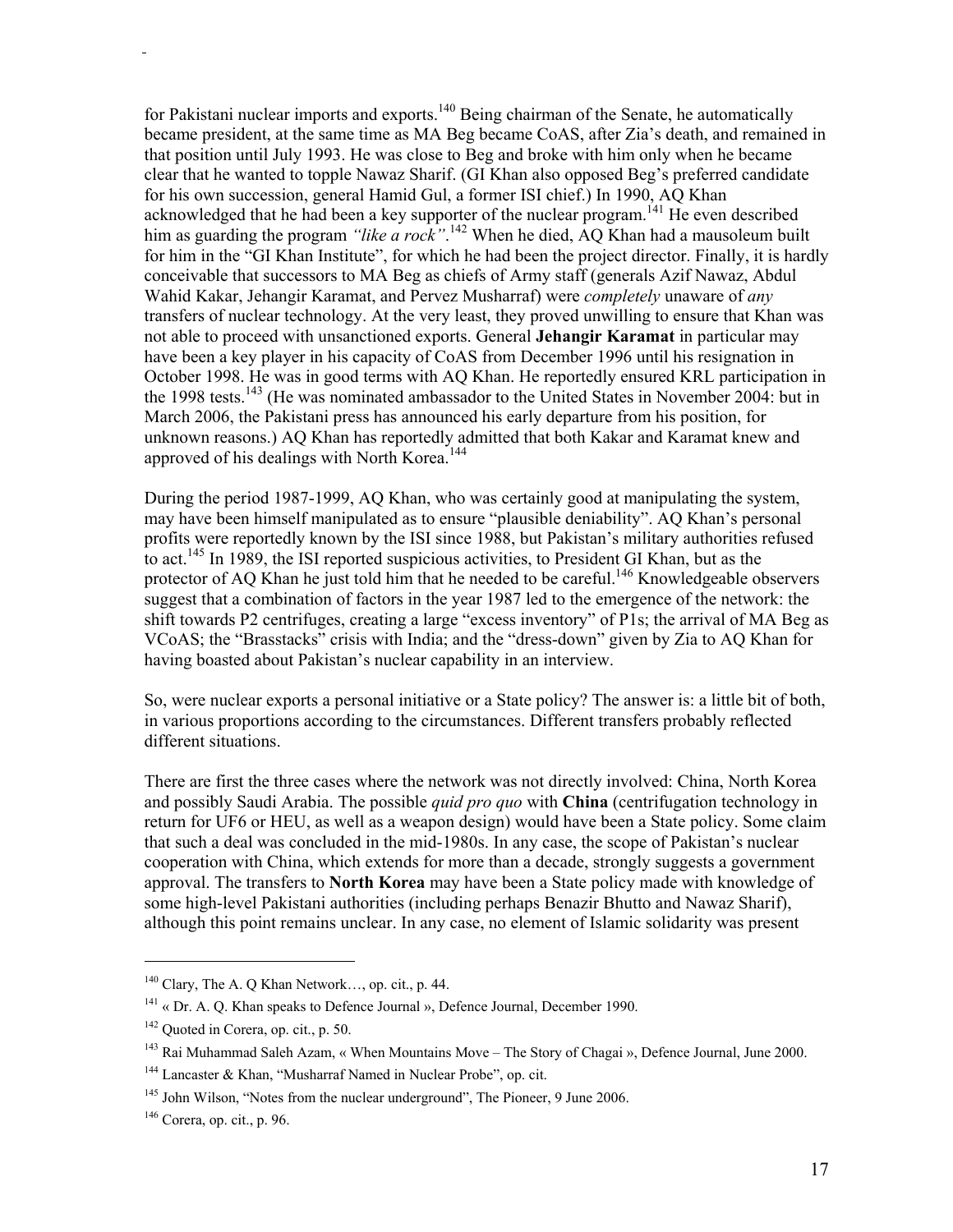for Pakistani nuclear imports and exports.[140] Being chairman of the Senate, he automatically became president, at the same time as MA Beg became CoAS, after Zia's death, and remained in that position until July 1993. He was close to Beg and broke with him only when he became clear that he wanted to topple Nawaz Sharif. (GI Khan also opposed Beg's preferred candidate for his own succession, general Hamid Gul, a former ISI chief.) In 1990, AQ Khan acknowledged that he had been a key supporter of the nuclear program.[141] He even described him as guarding the program *"like a rock"*.[142] When he died, AQ Khan had a mausoleum built for him in the "GI Khan Institute", for which he had been the project director. Finally, it is hardly conceivable that successors to MA Beg as chiefs of Army staff (generals Azif Nawaz, Abdul Wahid Kakar, Jehangir Karamat, and Pervez Musharraf) were *completely* unaware of *any* transfers of nuclear technology. At the very least, they proved unwilling to ensure that Khan was not able to proceed with unsanctioned exports. General **Jehangir Karamat** in particular may have been a key player in his capacity of CoAS from December 1996 until his resignation in October 1998. He was in good terms with AQ Khan. He reportedly ensured KRL participation in the 1998 tests.[143] (He was nominated ambassador to the United States in November 2004: but in March 2006, the Pakistani press has announced his early departure from his position, for unknown reasons.) AQ Khan has reportedly admitted that both Kakar and Karamat knew and approved of his dealings with North Korea.[144]

During the period 1987-1999, AQ Khan, who was certainly good at manipulating the system, may have been himself manipulated as to ensure "plausible deniability". AQ Khan's personal profits were reportedly known by the ISI since 1988, but Pakistan's military authorities refused to act.[145] In 1989, the ISI reported suspicious activities, to President GI Khan, but as the protector of AQ Khan he just told him that he needed to be careful.[146] Knowledgeable observers suggest that a combination of factors in the year 1987 led to the emergence of the network: the shift towards P2 centrifuges, creating a large "excess inventory" of P1s; the arrival of MA Beg as VCoAS; the "Brasstacks" crisis with India; and the "dress-down" given by Zia to AQ Khan for having boasted about Pakistan's nuclear capability in an interview.

So, were nuclear exports a personal initiative or a State policy? The answer is: a little bit of both, in various proportions according to the circumstances. Different transfers probably reflected different situations.

There are first the three cases where the network was not directly involved: China, North Korea and possibly Saudi Arabia. The possible *quid pro quo* with **China** (centrifugation technology in return for UF6 or HEU, as well as a weapon design) would have been a State policy. Some claim that such a deal was concluded in the mid-1980s. In any case, the scope of Pakistan's nuclear cooperation with China, which extends for more than a decade, strongly suggests a government approval. The transfers to **North Korea** may have been a State policy made with knowledge of some high-level Pakistani authorities (including perhaps Benazir Bhutto and Nawaz Sharif), although this point remains unclear. In any case, no element of Islamic solidarity was present

---

[140] Clary, The A. Q Khan Network…, op. cit., p. 44.

[141] « Dr. A. Q. Khan speaks to Defence Journal », Defence Journal, December 1990.

[142] Quoted in Corera, op. cit., p. 50.

[143] Rai Muhammad Saleh Azam, « When Mountains Move – The Story of Chagai », Defence Journal, June 2000.

[144] Lancaster & Khan, "Musharraf Named in Nuclear Probe", op. cit.

[145] John Wilson, "Notes from the nuclear underground", The Pioneer, 9 June 2006.

[146] Corera, op. cit., p. 96.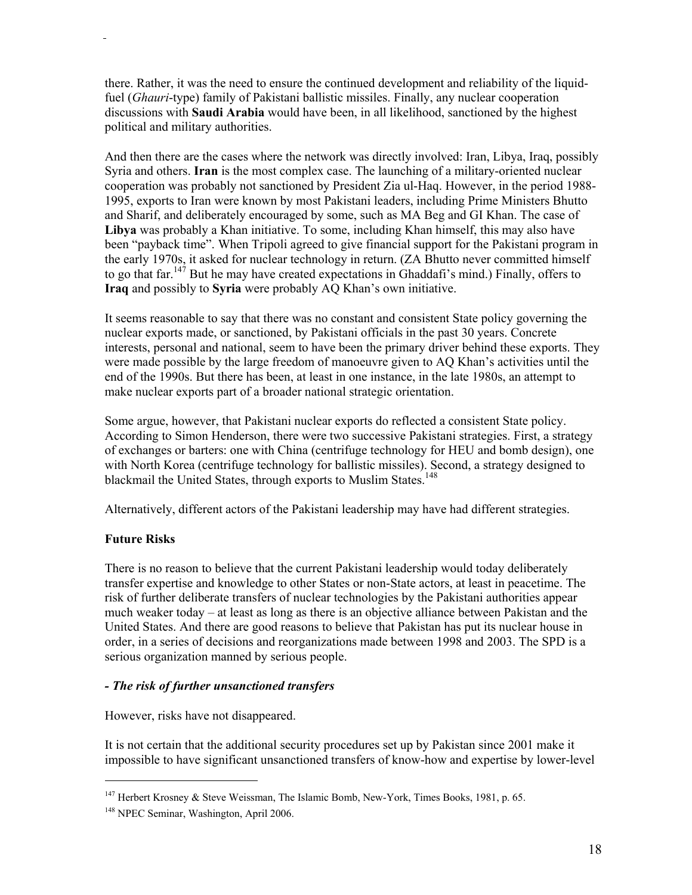there. Rather, it was the need to ensure the continued development and reliability of the liquid-fuel (*Ghauri*-type) family of Pakistani ballistic missiles. Finally, any nuclear cooperation discussions with **Saudi Arabia** would have been, in all likelihood, sanctioned by the highest political and military authorities.

And then there are the cases where the network was directly involved: Iran, Libya, Iraq, possibly Syria and others. **Iran** is the most complex case. The launching of a military-oriented nuclear cooperation was probably not sanctioned by President Zia ul-Haq. However, in the period 1988-1995, exports to Iran were known by most Pakistani leaders, including Prime Ministers Bhutto and Sharif, and deliberately encouraged by some, such as MA Beg and GI Khan. The case of **Libya** was probably a Khan initiative. To some, including Khan himself, this may also have been "payback time". When Tripoli agreed to give financial support for the Pakistani program in the early 1970s, it asked for nuclear technology in return. (ZA Bhutto never committed himself to go that far.[147] But he may have created expectations in Ghaddafi's mind.) Finally, offers to **Iraq** and possibly to **Syria** were probably AQ Khan's own initiative.

It seems reasonable to say that there was no constant and consistent State policy governing the nuclear exports made, or sanctioned, by Pakistani officials in the past 30 years. Concrete interests, personal and national, seem to have been the primary driver behind these exports. They were made possible by the large freedom of manoeuvre given to AQ Khan's activities until the end of the 1990s. But there has been, at least in one instance, in the late 1980s, an attempt to make nuclear exports part of a broader national strategic orientation.

Some argue, however, that Pakistani nuclear exports do reflected a consistent State policy. According to Simon Henderson, there were two successive Pakistani strategies. First, a strategy of exchanges or barters: one with China (centrifuge technology for HEU and bomb design), one with North Korea (centrifuge technology for ballistic missiles). Second, a strategy designed to blackmail the United States, through exports to Muslim States.[148]

Alternatively, different actors of the Pakistani leadership may have had different strategies.

**Future Risks**

There is no reason to believe that the current Pakistani leadership would today deliberately transfer expertise and knowledge to other States or non-State actors, at least in peacetime. The risk of further deliberate transfers of nuclear technologies by the Pakistani authorities appear much weaker today – at least as long as there is an objective alliance between Pakistan and the United States. And there are good reasons to believe that Pakistan has put its nuclear house in order, in a series of decisions and reorganizations made between 1998 and 2003. The SPD is a serious organization manned by serious people.

***- The risk of further unsanctioned transfers***

However, risks have not disappeared.

It is not certain that the additional security procedures set up by Pakistan since 2001 make it impossible to have significant unsanctioned transfers of know-how and expertise by lower-level

---

[147] Herbert Krosney & Steve Weissman, The Islamic Bomb, New-York, Times Books, 1981, p. 65.

[148] NPEC Seminar, Washington, April 2006.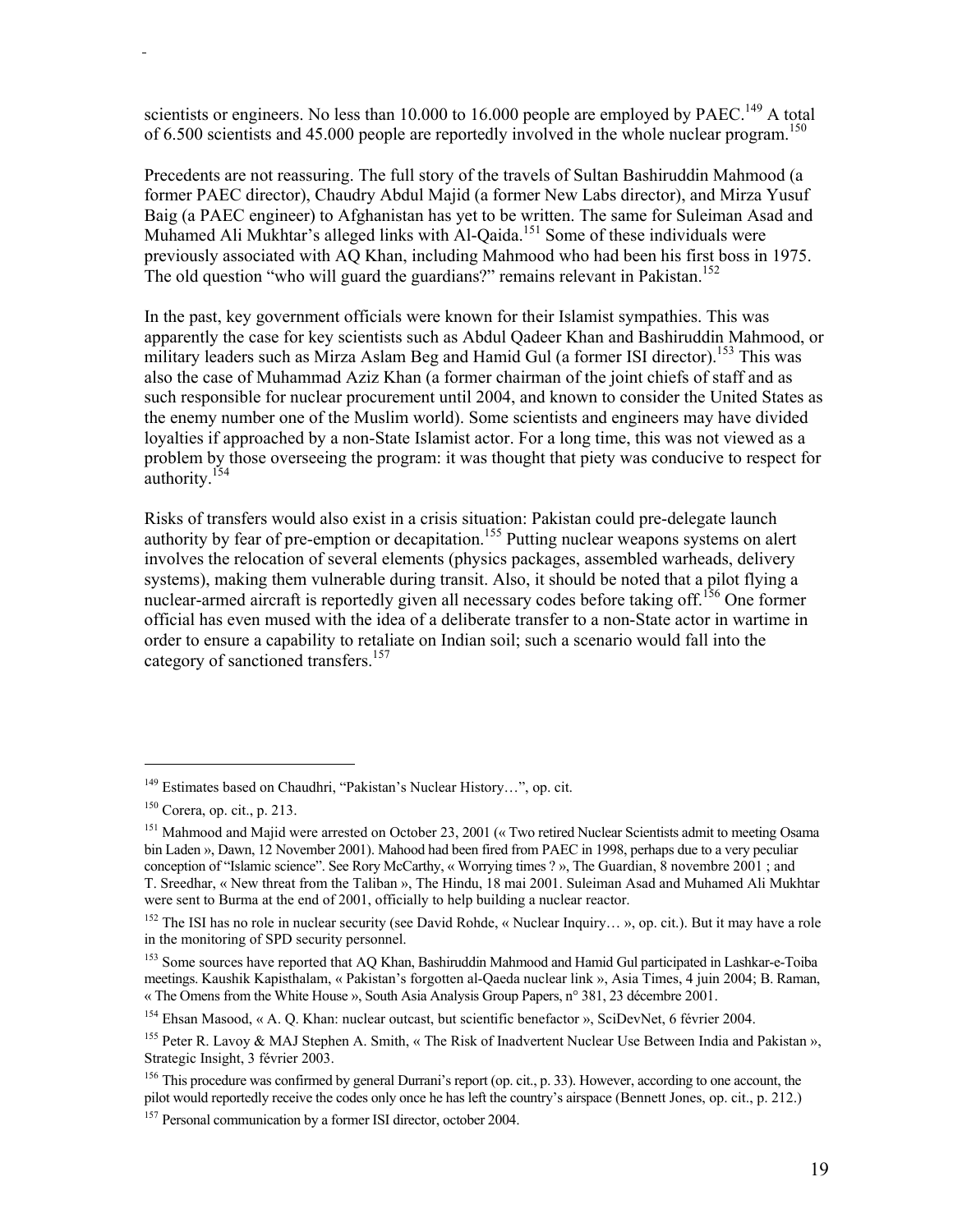scientists or engineers. No less than 10.000 to 16.000 people are employed by PAEC.[149] A total of 6.500 scientists and 45.000 people are reportedly involved in the whole nuclear program.[150]

Precedents are not reassuring. The full story of the travels of Sultan Bashiruddin Mahmood (a former PAEC director), Chaudry Abdul Majid (a former New Labs director), and Mirza Yusuf Baig (a PAEC engineer) to Afghanistan has yet to be written. The same for Suleiman Asad and Muhamed Ali Mukhtar's alleged links with Al-Qaida.[151] Some of these individuals were previously associated with AQ Khan, including Mahmood who had been his first boss in 1975. The old question "who will guard the guardians?" remains relevant in Pakistan.[152]

In the past, key government officials were known for their Islamist sympathies. This was apparently the case for key scientists such as Abdul Qadeer Khan and Bashiruddin Mahmood, or military leaders such as Mirza Aslam Beg and Hamid Gul (a former ISI director).[153] This was also the case of Muhammad Aziz Khan (a former chairman of the joint chiefs of staff and as such responsible for nuclear procurement until 2004, and known to consider the United States as the enemy number one of the Muslim world). Some scientists and engineers may have divided loyalties if approached by a non-State Islamist actor. For a long time, this was not viewed as a problem by those overseeing the program: it was thought that piety was conducive to respect for authority.[154]

Risks of transfers would also exist in a crisis situation: Pakistan could pre-delegate launch authority by fear of pre-emption or decapitation.[155] Putting nuclear weapons systems on alert involves the relocation of several elements (physics packages, assembled warheads, delivery systems), making them vulnerable during transit. Also, it should be noted that a pilot flying a nuclear-armed aircraft is reportedly given all necessary codes before taking off.[156] One former official has even mused with the idea of a deliberate transfer to a non-State actor in wartime in order to ensure a capability to retaliate on Indian soil; such a scenario would fall into the category of sanctioned transfers.[157]

---

[149] Estimates based on Chaudhri, "Pakistan's Nuclear History…", op. cit.

[150] Corera, op. cit., p. 213.

[151] Mahmood and Majid were arrested on October 23, 2001 (« Two retired Nuclear Scientists admit to meeting Osama bin Laden », Dawn, 12 November 2001). Mahood had been fired from PAEC in 1998, perhaps due to a very peculiar conception of "Islamic science". See Rory McCarthy, « Worrying times ? », The Guardian, 8 novembre 2001 ; and T. Sreedhar, « New threat from the Taliban », The Hindu, 18 mai 2001. Suleiman Asad and Muhamed Ali Mukhtar were sent to Burma at the end of 2001, officially to help building a nuclear reactor.

[152] The ISI has no role in nuclear security (see David Rohde, « Nuclear Inquiry… », op. cit.). But it may have a role in the monitoring of SPD security personnel.

[153] Some sources have reported that AQ Khan, Bashiruddin Mahmood and Hamid Gul participated in Lashkar-e-Toiba meetings. Kaushik Kapisthalam, « Pakistan's forgotten al-Qaeda nuclear link », Asia Times, 4 juin 2004; B. Raman, « The Omens from the White House », South Asia Analysis Group Papers, n° 381, 23 décembre 2001.

[154] Ehsan Masood, « A. Q. Khan: nuclear outcast, but scientific benefactor », SciDevNet, 6 février 2004.

[155] Peter R. Lavoy & MAJ Stephen A. Smith, « The Risk of Inadvertent Nuclear Use Between India and Pakistan », Strategic Insight, 3 février 2003.

[156] This procedure was confirmed by general Durrani's report (op. cit., p. 33). However, according to one account, the pilot would reportedly receive the codes only once he has left the country's airspace (Bennett Jones, op. cit., p. 212.)

[157] Personal communication by a former ISI director, october 2004.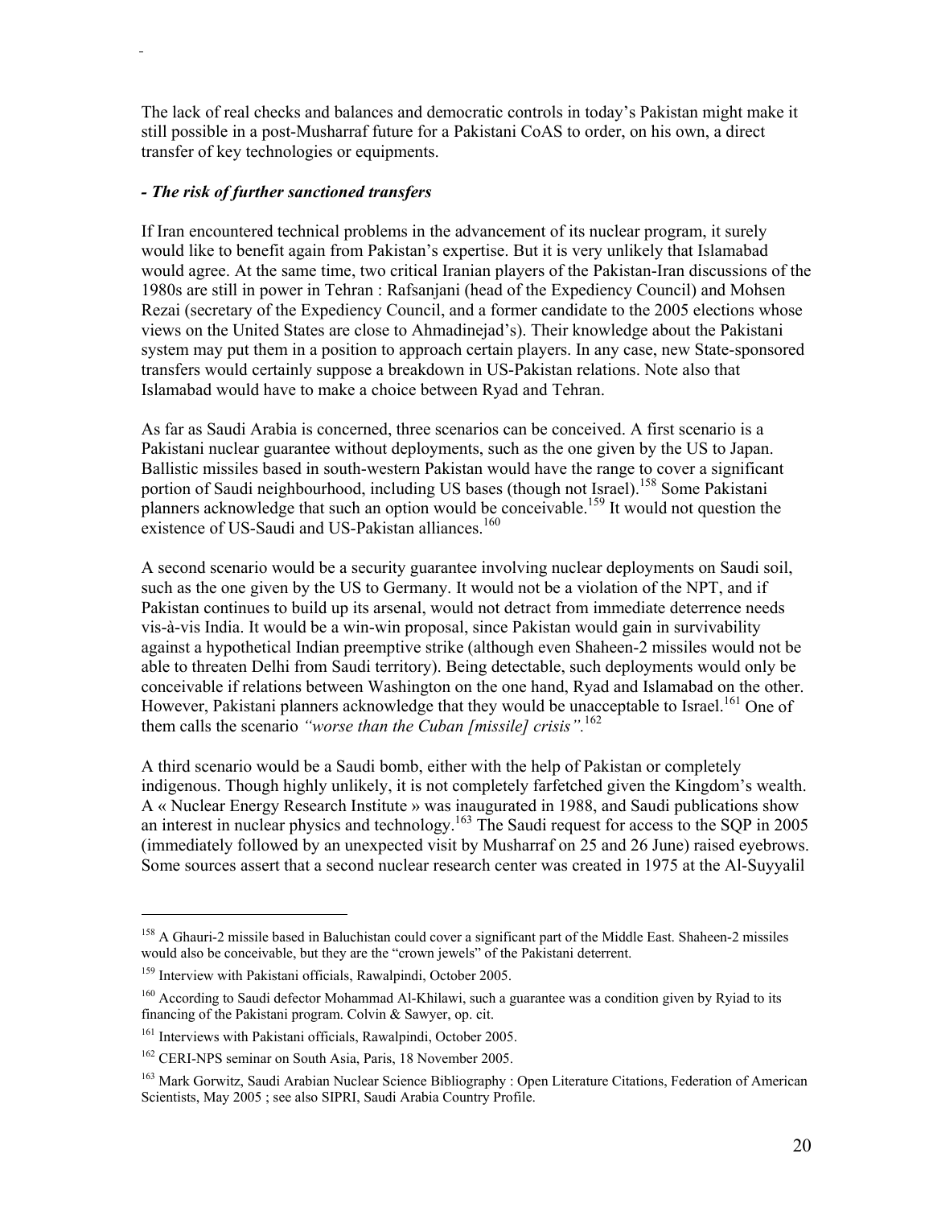The lack of real checks and balances and democratic controls in today's Pakistan might make it still possible in a post-Musharraf future for a Pakistani CoAS to order, on his own, a direct transfer of key technologies or equipments.

***- The risk of further sanctioned transfers***

If Iran encountered technical problems in the advancement of its nuclear program, it surely would like to benefit again from Pakistan's expertise. But it is very unlikely that Islamabad would agree. At the same time, two critical Iranian players of the Pakistan-Iran discussions of the 1980s are still in power in Tehran : Rafsanjani (head of the Expediency Council) and Mohsen Rezai (secretary of the Expediency Council, and a former candidate to the 2005 elections whose views on the United States are close to Ahmadinejad's). Their knowledge about the Pakistani system may put them in a position to approach certain players. In any case, new State-sponsored transfers would certainly suppose a breakdown in US-Pakistan relations. Note also that Islamabad would have to make a choice between Ryad and Tehran.

As far as Saudi Arabia is concerned, three scenarios can be conceived. A first scenario is a Pakistani nuclear guarantee without deployments, such as the one given by the US to Japan. Ballistic missiles based in south-western Pakistan would have the range to cover a significant portion of Saudi neighbourhood, including US bases (though not Israel).[158] Some Pakistani planners acknowledge that such an option would be conceivable.[159] It would not question the existence of US-Saudi and US-Pakistan alliances.[160]

A second scenario would be a security guarantee involving nuclear deployments on Saudi soil, such as the one given by the US to Germany. It would not be a violation of the NPT, and if Pakistan continues to build up its arsenal, would not detract from immediate deterrence needs vis-à-vis India. It would be a win-win proposal, since Pakistan would gain in survivability against a hypothetical Indian preemptive strike (although even Shaheen-2 missiles would not be able to threaten Delhi from Saudi territory). Being detectable, such deployments would only be conceivable if relations between Washington on the one hand, Ryad and Islamabad on the other. However, Pakistani planners acknowledge that they would be unacceptable to Israel.[161] One of them calls the scenario *"worse than the Cuban [missile] crisis"*.[162]

A third scenario would be a Saudi bomb, either with the help of Pakistan or completely indigenous. Though highly unlikely, it is not completely farfetched given the Kingdom's wealth. A « Nuclear Energy Research Institute » was inaugurated in 1988, and Saudi publications show an interest in nuclear physics and technology.[163] The Saudi request for access to the SQP in 2005 (immediately followed by an unexpected visit by Musharraf on 25 and 26 June) raised eyebrows. Some sources assert that a second nuclear research center was created in 1975 at the Al-Suyyalil

---

[158] A Ghauri-2 missile based in Baluchistan could cover a significant part of the Middle East. Shaheen-2 missiles would also be conceivable, but they are the "crown jewels" of the Pakistani deterrent.

[159] Interview with Pakistani officials, Rawalpindi, October 2005.

[160] According to Saudi defector Mohammad Al-Khilawi, such a guarantee was a condition given by Ryiad to its financing of the Pakistani program. Colvin & Sawyer, op. cit.

[161] Interviews with Pakistani officials, Rawalpindi, October 2005.

[162] CERI-NPS seminar on South Asia, Paris, 18 November 2005.

[163] Mark Gorwitz, Saudi Arabian Nuclear Science Bibliography : Open Literature Citations, Federation of American Scientists, May 2005 ; see also SIPRI, Saudi Arabia Country Profile.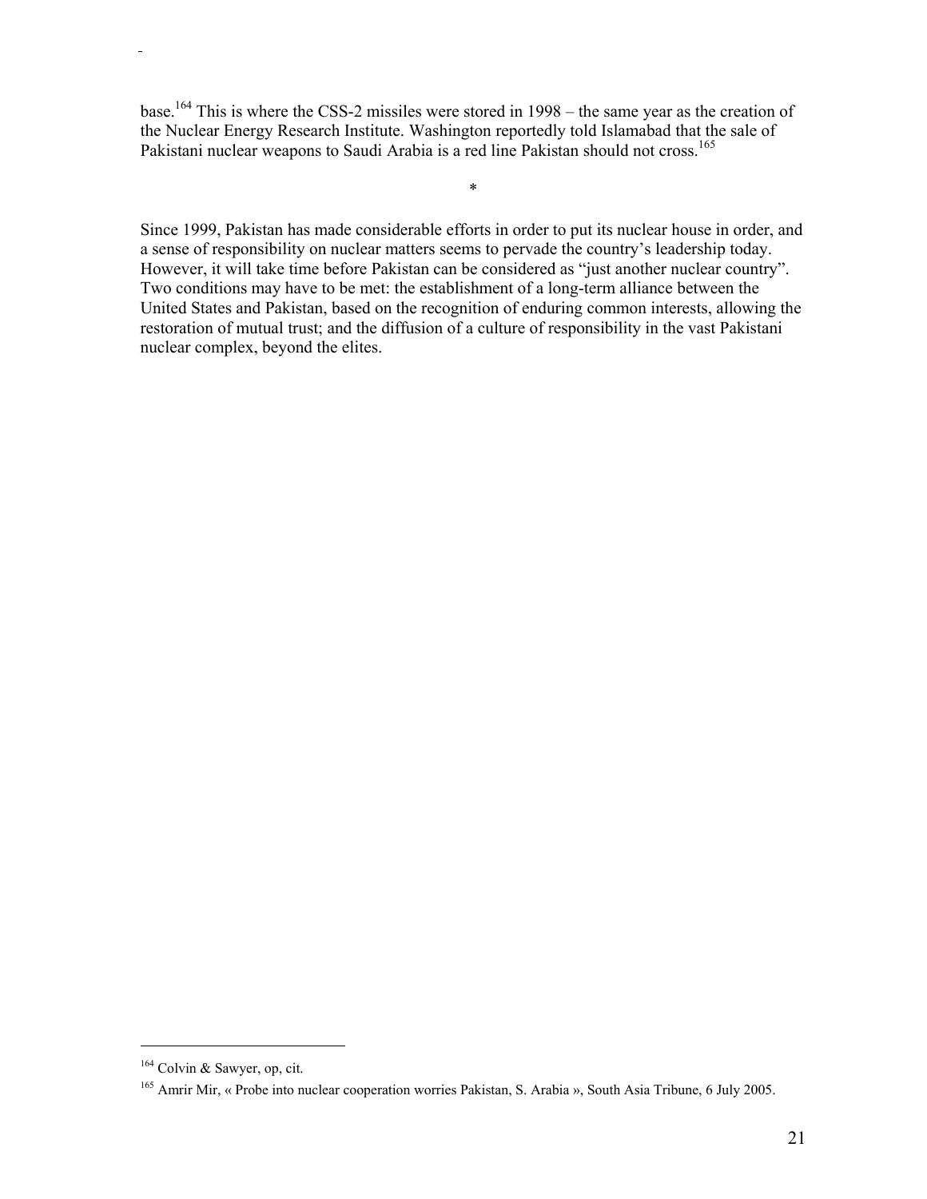base.[164] This is where the CSS-2 missiles were stored in 1998 – the same year as the creation of the Nuclear Energy Research Institute. Washington reportedly told Islamabad that the sale of Pakistani nuclear weapons to Saudi Arabia is a red line Pakistan should not cross.[165]

*

Since 1999, Pakistan has made considerable efforts in order to put its nuclear house in order, and a sense of responsibility on nuclear matters seems to pervade the country's leadership today. However, it will take time before Pakistan can be considered as "just another nuclear country". Two conditions may have to be met: the establishment of a long-term alliance between the United States and Pakistan, based on the recognition of enduring common interests, allowing the restoration of mutual trust; and the diffusion of a culture of responsibility in the vast Pakistani nuclear complex, beyond the elites.

---

[164] Colvin & Sawyer, op, cit.

[165] Amrir Mir, « Probe into nuclear cooperation worries Pakistan, S. Arabia », South Asia Tribune, 6 July 2005.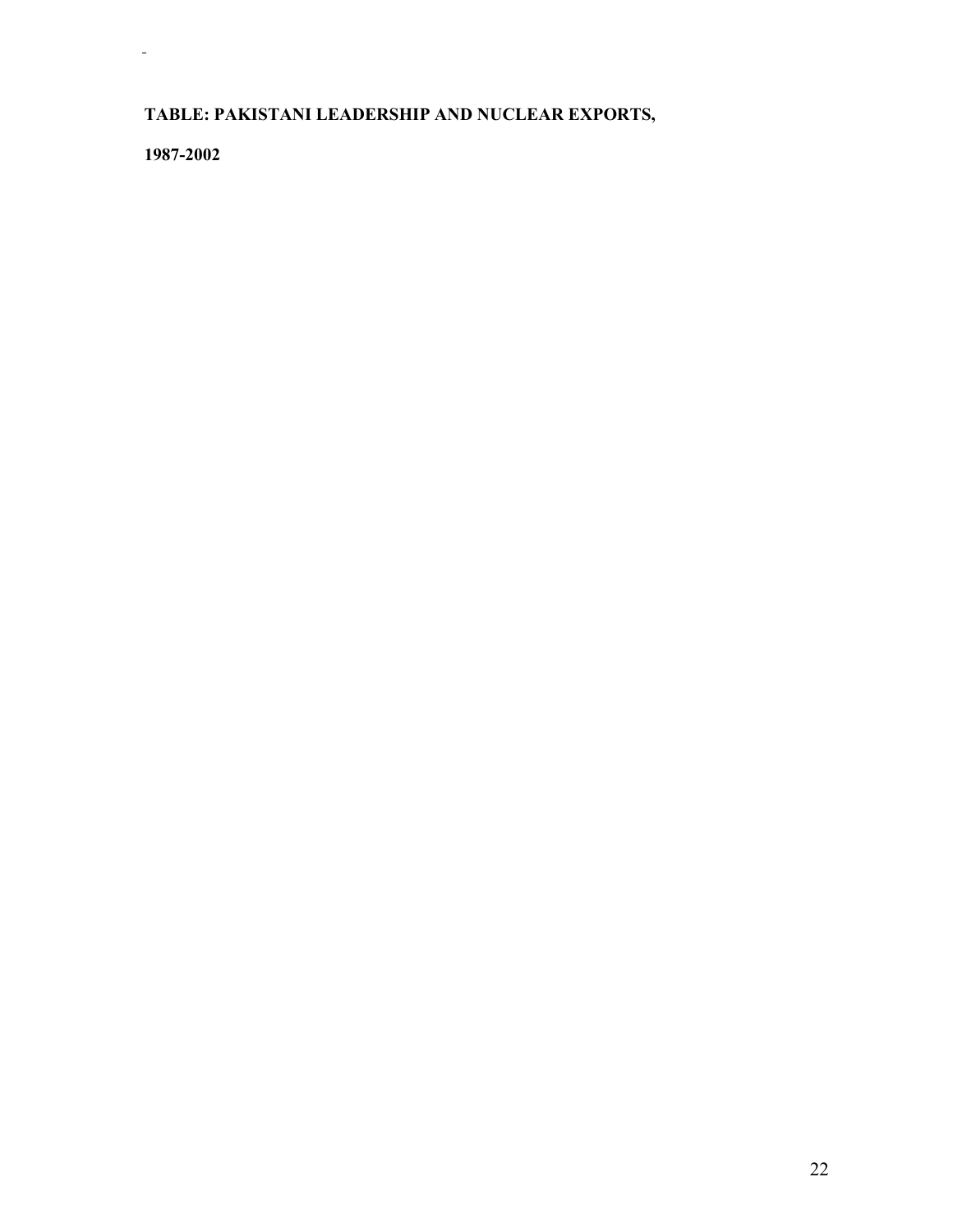**TABLE: PAKISTANI LEADERSHIP AND NUCLEAR EXPORTS,**

**1987-2002**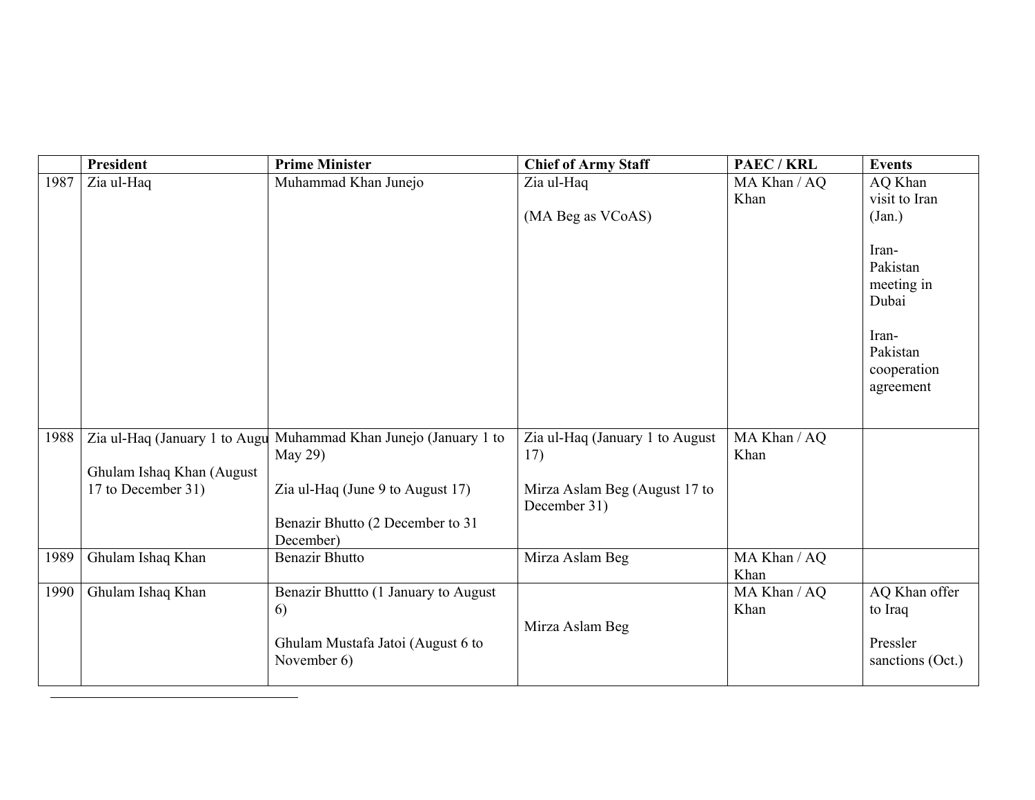| | President | Prime Minister | Chief of Army Staff | PAEC / KRL | Events |
|---|---|---|---|---|---|
| 1987 | Zia ul-Haq | Muhammad Khan Junejo | Zia ul-Haq<br><br>(MA Beg as VCoAS) | MA Khan / AQ Khan | AQ Khan visit to Iran (Jan.)<br><br>Iran-Pakistan meeting in Dubai<br><br>Iran-Pakistan cooperation agreement |
| 1988 | Zia ul-Haq (January 1 to Augu<br><br>Ghulam Ishaq Khan (August 17 to December 31) | Muhammad Khan Junejo (January 1 to May 29)<br><br>Zia ul-Haq (June 9 to August 17)<br><br>Benazir Bhutto (2 December to 31 December) | Zia ul-Haq (January 1 to August 17)<br><br>Mirza Aslam Beg (August 17 to December 31) | MA Khan / AQ Khan | |
| 1989 | Ghulam Ishaq Khan | Benazir Bhutto | Mirza Aslam Beg | MA Khan / AQ Khan | |
| 1990 | Ghulam Ishaq Khan | Benazir Bhuttto (1 January to August 6)<br><br>Ghulam Mustafa Jatoi (August 6 to November 6) | Mirza Aslam Beg | MA Khan / AQ Khan | AQ Khan offer to Iraq<br><br>Pressler sanctions (Oct.) |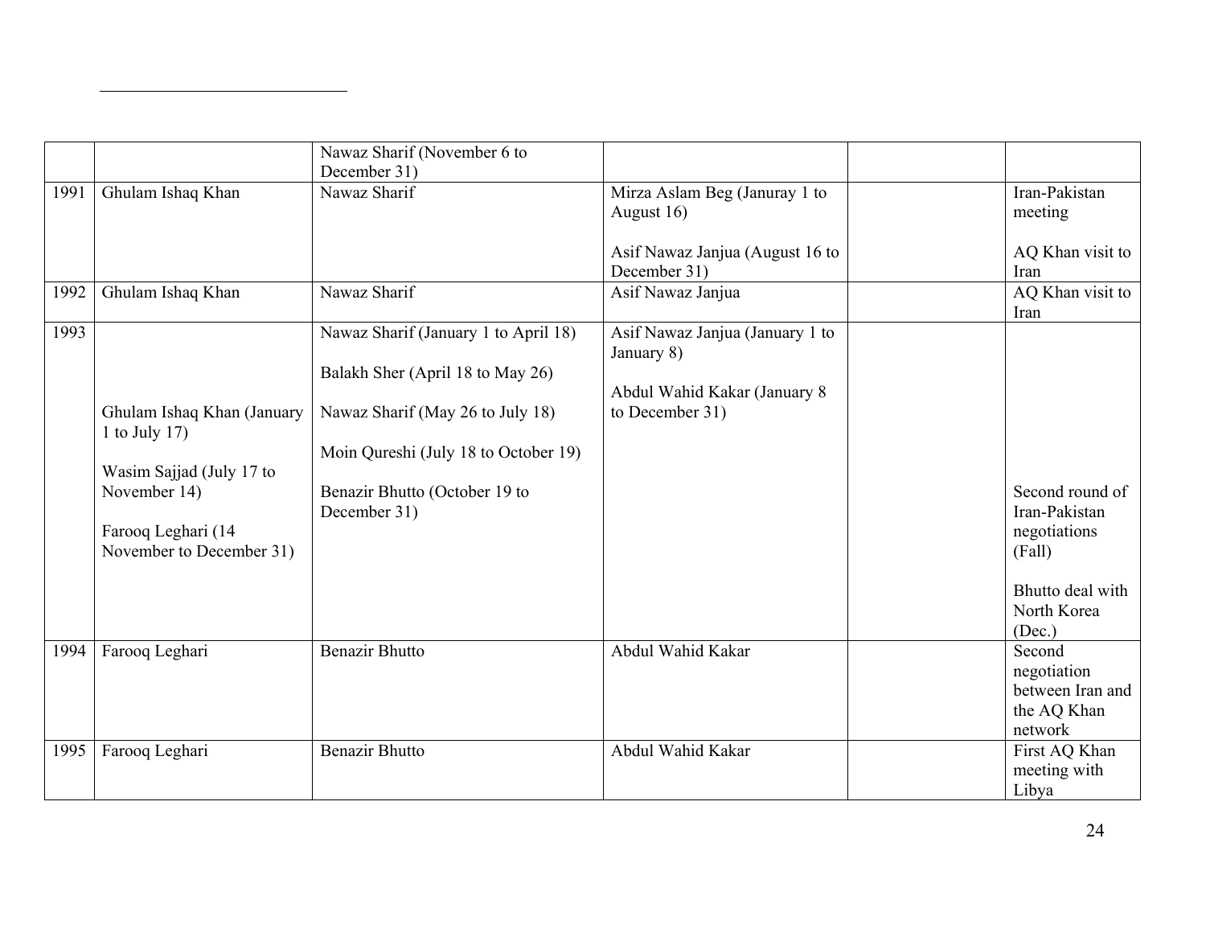| | | | | | |
|---|---|---|---|---|---|
| | | Nawaz Sharif (November 6 to December 31) | | | |
| 1991 | Ghulam Ishaq Khan | Nawaz Sharif | Mirza Aslam Beg (Januray 1 to August 16)<br><br>Asif Nawaz Janjua (August 16 to December 31) | | Iran-Pakistan meeting<br><br>AQ Khan visit to Iran |
| 1992 | Ghulam Ishaq Khan | Nawaz Sharif | Asif Nawaz Janjua | | AQ Khan visit to Iran |
| 1993 | Ghulam Ishaq Khan (January 1 to July 17)<br><br>Wasim Sajjad (July 17 to November 14)<br><br>Farooq Leghari (14 November to December 31) | Nawaz Sharif (January 1 to April 18)<br><br>Balakh Sher (April 18 to May 26)<br><br>Nawaz Sharif (May 26 to July 18)<br><br>Moin Qureshi (July 18 to October 19)<br><br>Benazir Bhutto (October 19 to December 31) | Asif Nawaz Janjua (January 1 to January 8)<br><br>Abdul Wahid Kakar (January 8 to December 31) | | Second round of Iran-Pakistan negotiations (Fall)<br><br>Bhutto deal with North Korea (Dec.) |
| 1994 | Farooq Leghari | Benazir Bhutto | Abdul Wahid Kakar | | Second negotiation between Iran and the AQ Khan network |
| 1995 | Farooq Leghari | Benazir Bhutto | Abdul Wahid Kakar | | First AQ Khan meeting with Libya |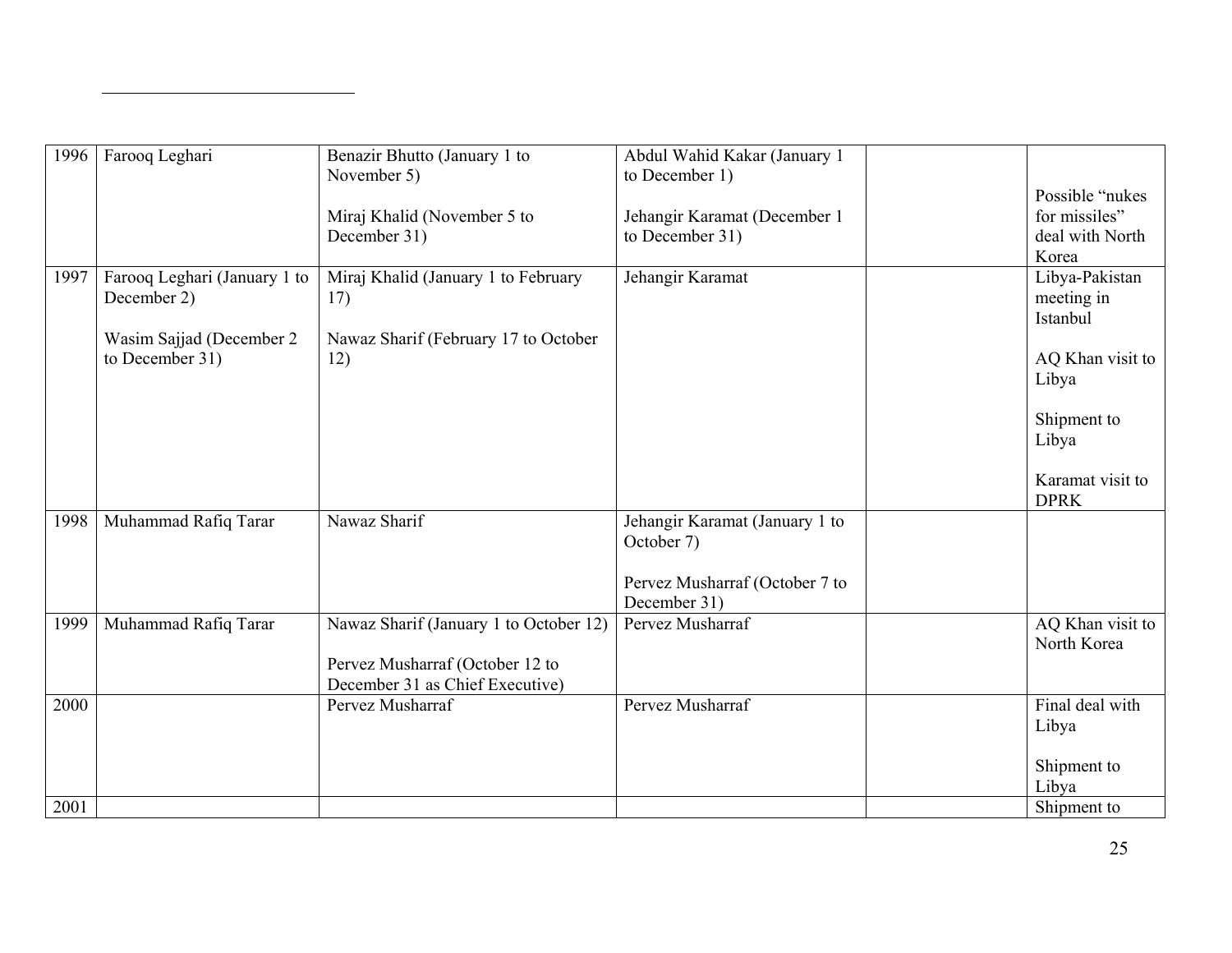| 1996 | Farooq Leghari | Benazir Bhutto (January 1 to November 5)<br><br>Miraj Khalid (November 5 to December 31) | Abdul Wahid Kakar (January 1 to December 1)<br><br>Jehangir Karamat (December 1 to December 31) | | Possible "nukes for missiles" deal with North Korea |
|---|---|---|---|---|---|
| 1997 | Farooq Leghari (January 1 to December 2)<br><br>Wasim Sajjad (December 2 to December 31) | Miraj Khalid (January 1 to February 17)<br><br>Nawaz Sharif (February 17 to October 12) | Jehangir Karamat | | Libya-Pakistan meeting in Istanbul<br><br>AQ Khan visit to Libya<br><br>Shipment to Libya<br><br>Karamat visit to DPRK |
| 1998 | Muhammad Rafiq Tarar | Nawaz Sharif | Jehangir Karamat (January 1 to October 7)<br><br>Pervez Musharraf (October 7 to December 31) | | |
| 1999 | Muhammad Rafiq Tarar | Nawaz Sharif (January 1 to October 12)<br><br>Pervez Musharraf (October 12 to December 31 as Chief Executive) | Pervez Musharraf | | AQ Khan visit to North Korea |
| 2000 | | Pervez Musharraf | Pervez Musharraf | | Final deal with Libya<br><br>Shipment to Libya |
| 2001 | | | | | Shipment to |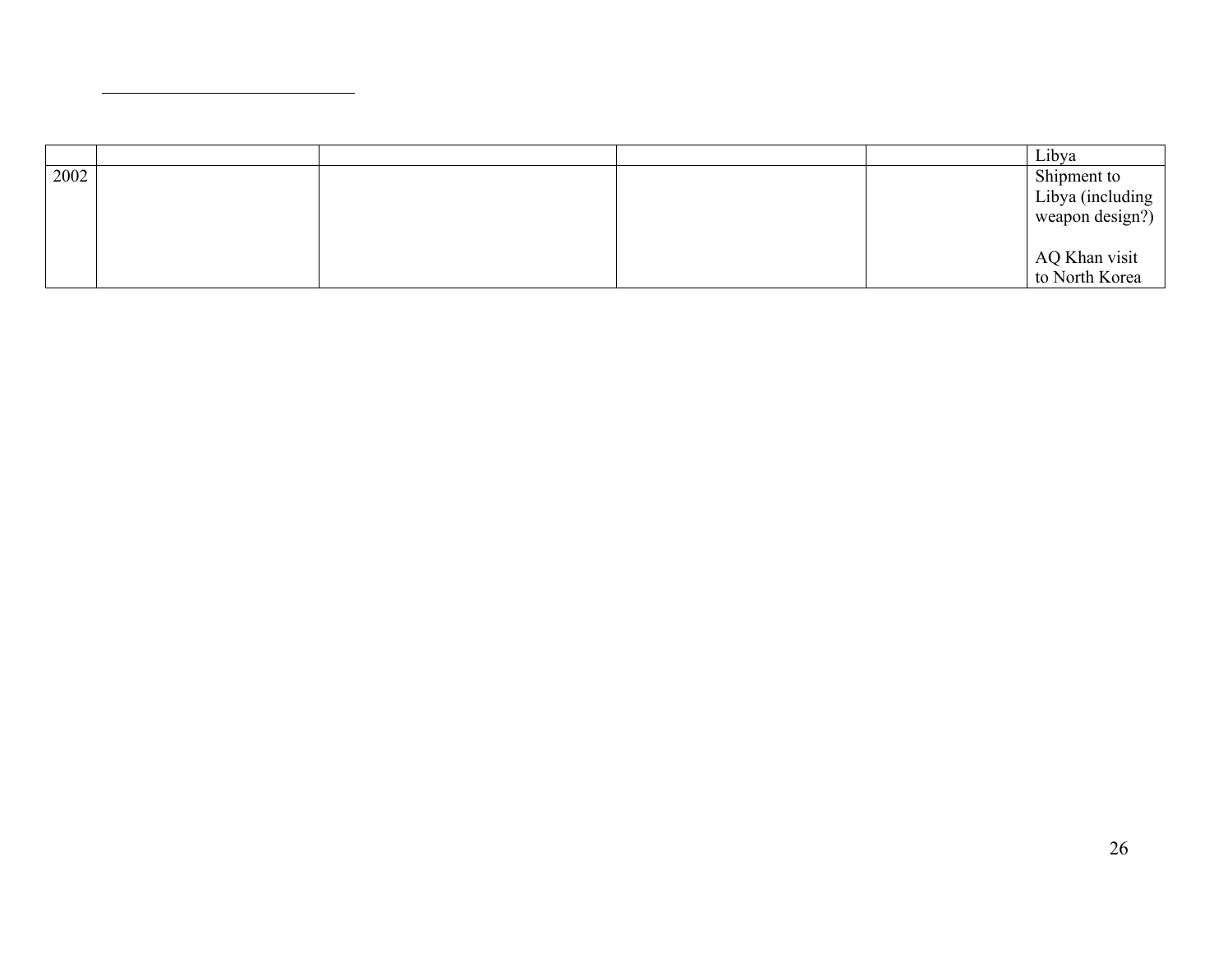| | | | | | |
|---|---|---|---|---|---|
| | | | | | Libya |
| 2002 | | | | | Shipment to Libya (including weapon design?)<br><br>AQ Khan visit to North Korea |